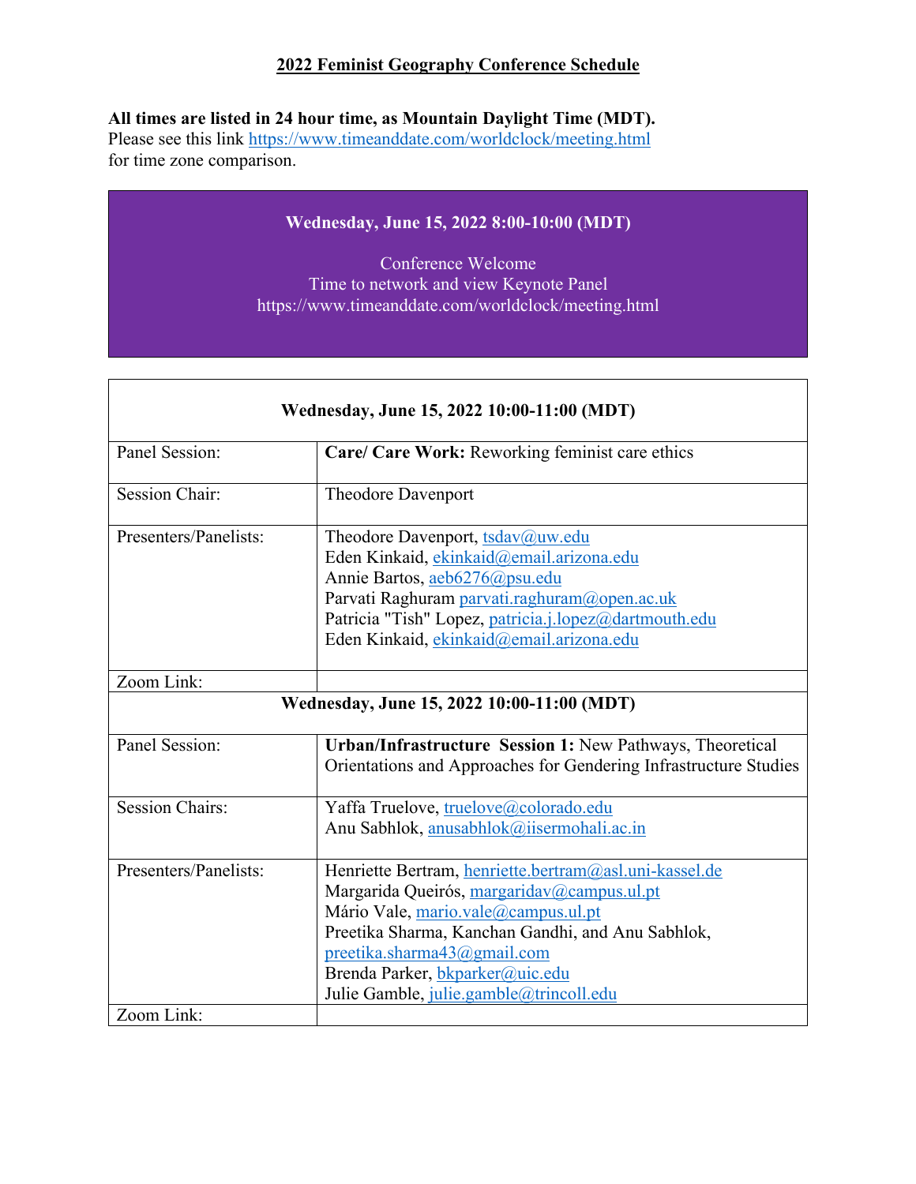# 2022 Feminist Geography Conference Schedule

**All times are listed in 24 hour time, as Mountain Daylight Time (MDT).**
Please see this link https://www.timeanddate.com/worldclock/meeting.html for time zone comparison.

**Wednesday, June 15, 2022 8:00-10:00 (MDT)**

Conference Welcome
Time to network and view Keynote Panel
https://www.timeanddate.com/worldclock/meeting.html

| **Wednesday, June 15, 2022 10:00-11:00 (MDT)** | |
|---|---|
| Panel Session: | **Care/ Care Work:** Reworking feminist care ethics |
| Session Chair: | Theodore Davenport |
| Presenters/Panelists: | Theodore Davenport, tsdav@uw.edu<br>Eden Kinkaid, ekinkaid@email.arizona.edu<br>Annie Bartos, aeb6276@psu.edu<br>Parvati Raghuram parvati.raghuram@open.ac.uk<br>Patricia "Tish" Lopez, patricia.j.lopez@dartmouth.edu<br>Eden Kinkaid, ekinkaid@email.arizona.edu |
| Zoom Link: | |
| **Wednesday, June 15, 2022 10:00-11:00 (MDT)** | |
| Panel Session: | **Urban/Infrastructure Session 1:** New Pathways, Theoretical Orientations and Approaches for Gendering Infrastructure Studies |
| Session Chairs: | Yaffa Truelove, truelove@colorado.edu<br>Anu Sabhlok, anusabhlok@iisermohali.ac.in |
| Presenters/Panelists: | Henriette Bertram, henriette.bertram@asl.uni-kassel.de<br>Margarida Queirós, margaridav@campus.ul.pt<br>Mário Vale, mario.vale@campus.ul.pt<br>Preetika Sharma, Kanchan Gandhi, and Anu Sabhlok, preetika.sharma43@gmail.com<br>Brenda Parker, bkparker@uic.edu<br>Julie Gamble, julie.gamble@trincoll.edu |
| Zoom Link: | |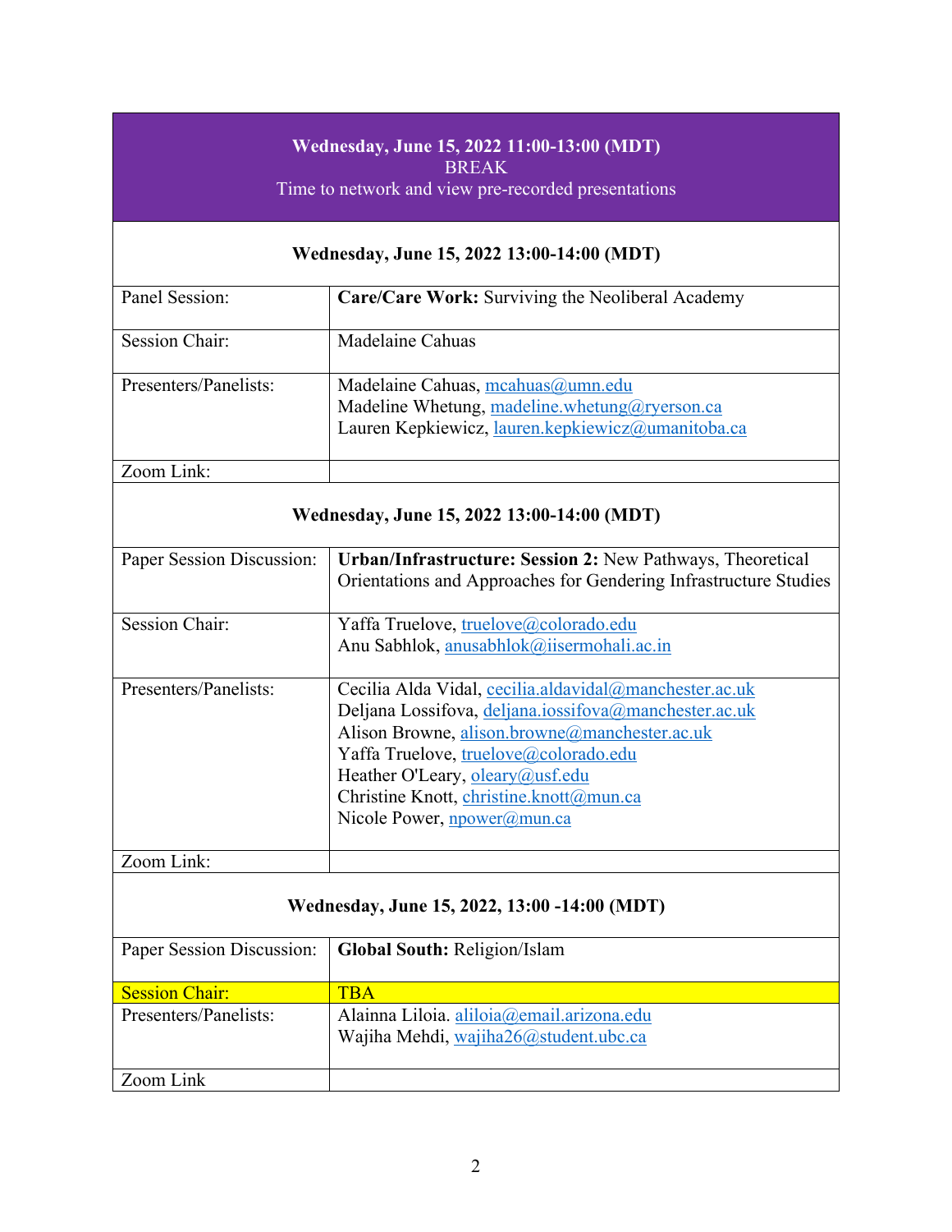**Wednesday, June 15, 2022 11:00-13:00 (MDT)**
BREAK
Time to network and view pre-recorded presentations

**Wednesday, June 15, 2022 13:00-14:00 (MDT)**

| | |
|---|---|
| Panel Session: | **Care/Care Work:** Surviving the Neoliberal Academy |
| Session Chair: | Madelaine Cahuas |
| Presenters/Panelists: | Madelaine Cahuas, mcahuas@umn.edu<br>Madeline Whetung, madeline.whetung@ryerson.ca<br>Lauren Kepkiewicz, lauren.kepkiewicz@umanitoba.ca |
| Zoom Link: | |

**Wednesday, June 15, 2022 13:00-14:00 (MDT)**

| | |
|---|---|
| Paper Session Discussion: | **Urban/Infrastructure: Session 2:** New Pathways, Theoretical Orientations and Approaches for Gendering Infrastructure Studies |
| Session Chair: | Yaffa Truelove, truelove@colorado.edu<br>Anu Sabhlok, anusabhlok@iisermohali.ac.in |
| Presenters/Panelists: | Cecilia Alda Vidal, cecilia.aldavidal@manchester.ac.uk<br>Deljana Lossifova, deljana.iossifova@manchester.ac.uk<br>Alison Browne, alison.browne@manchester.ac.uk<br>Yaffa Truelove, truelove@colorado.edu<br>Heather O'Leary, oleary@usf.edu<br>Christine Knott, christine.knott@mun.ca<br>Nicole Power, npower@mun.ca |
| Zoom Link: | |

**Wednesday, June 15, 2022, 13:00 -14:00 (MDT)**

| | |
|---|---|
| Paper Session Discussion: | **Global South:** Religion/Islam |
| Session Chair: | TBA |
| Presenters/Panelists: | Alainna Liloia. aliloia@email.arizona.edu<br>Wajiha Mehdi, wajiha26@student.ubc.ca |
| Zoom Link | |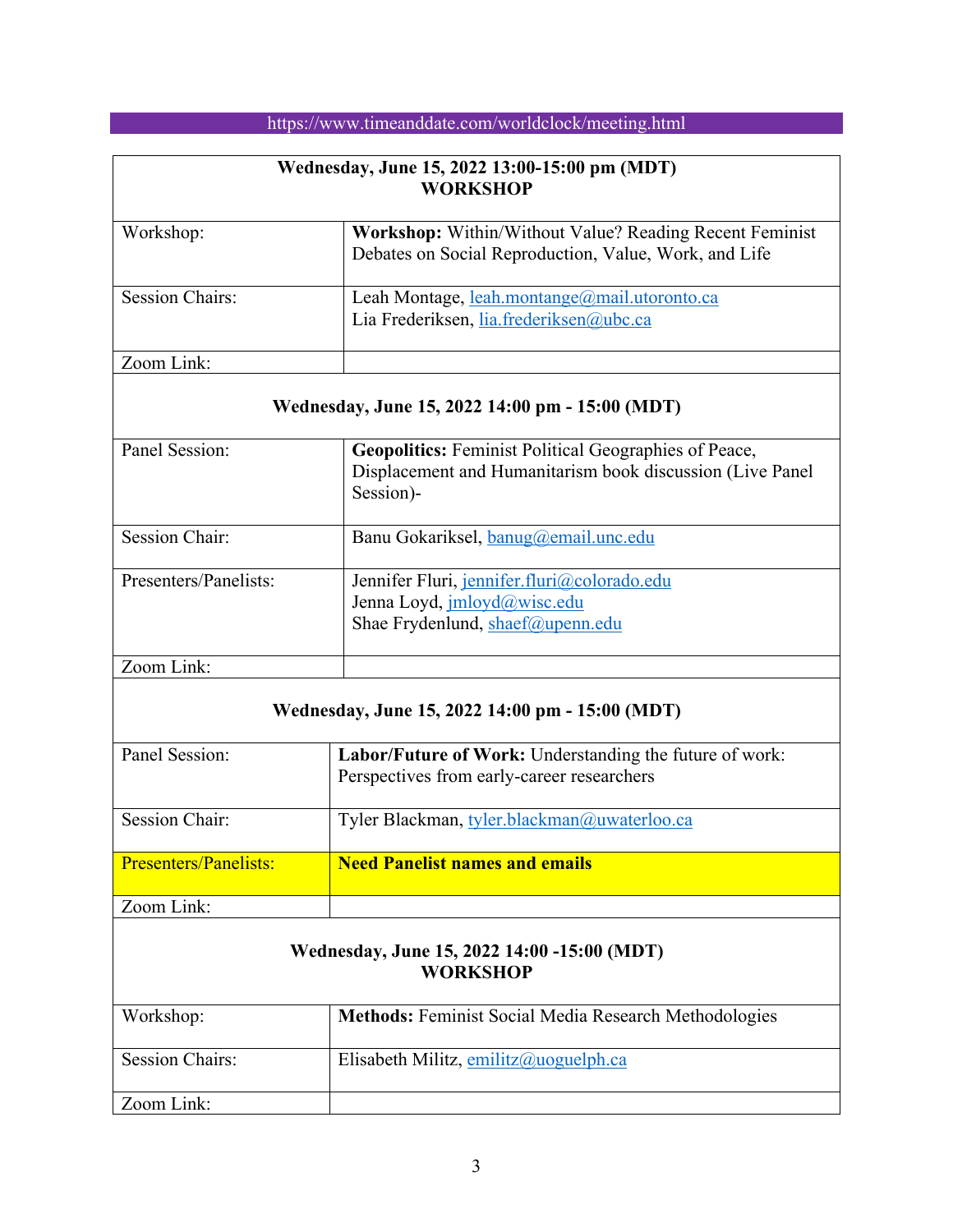https://www.timeanddate.com/worldclock/meeting.html

| **Wednesday, June 15, 2022 13:00-15:00 pm (MDT)<br>WORKSHOP** | |
|---|---|
| Workshop: | **Workshop:** Within/Without Value? Reading Recent Feminist Debates on Social Reproduction, Value, Work, and Life |
| Session Chairs: | Leah Montage, leah.montange@mail.utoronto.ca<br>Lia Frederiksen, lia.frederiksen@ubc.ca |
| Zoom Link: | |
| **Wednesday, June 15, 2022 14:00 pm - 15:00 (MDT)** | |
| Panel Session: | **Geopolitics:** Feminist Political Geographies of Peace, Displacement and Humanitarism book discussion (Live Panel Session)- |
| Session Chair: | Banu Gokariksel, banug@email.unc.edu |
| Presenters/Panelists: | Jennifer Fluri, jennifer.fluri@colorado.edu<br>Jenna Loyd, jmloyd@wisc.edu<br>Shae Frydenlund, shaef@upenn.edu |
| Zoom Link: | |
| **Wednesday, June 15, 2022 14:00 pm - 15:00 (MDT)** | |
| Panel Session: | **Labor/Future of Work:** Understanding the future of work: Perspectives from early-career researchers |
| Session Chair: | Tyler Blackman, tyler.blackman@uwaterloo.ca |
| Presenters/Panelists: | **Need Panelist names and emails** |
| Zoom Link: | |
| **Wednesday, June 15, 2022 14:00 -15:00 (MDT)<br>WORKSHOP** | |
| Workshop: | **Methods:** Feminist Social Media Research Methodologies |
| Session Chairs: | Elisabeth Militz, emilitz@uoguelph.ca |
| Zoom Link: | |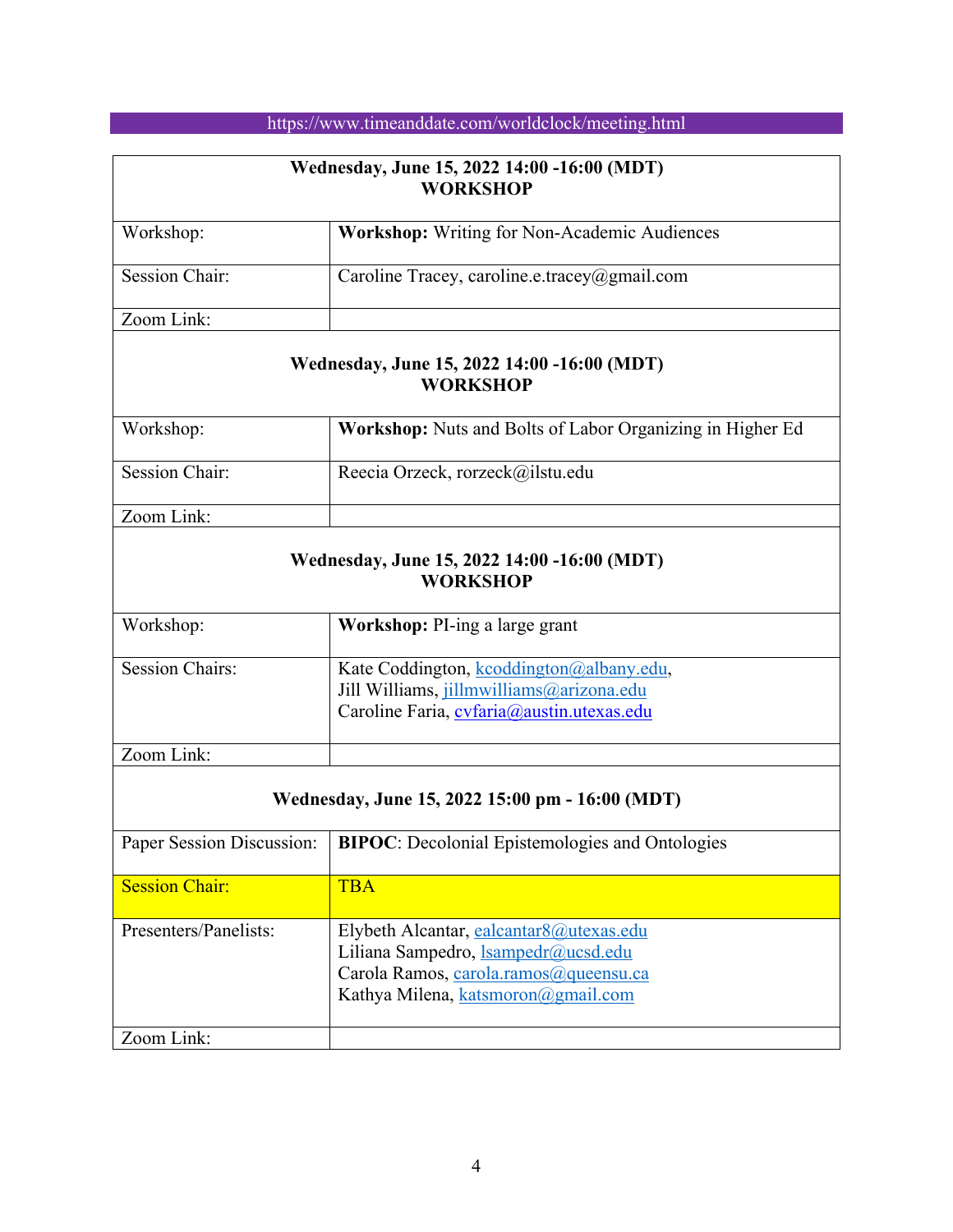https://www.timeanddate.com/worldclock/meeting.html

| **Wednesday, June 15, 2022 14:00 -16:00 (MDT)**<br>**WORKSHOP** | |
|---|---|
| Workshop: | **Workshop:** Writing for Non-Academic Audiences |
| Session Chair: | Caroline Tracey, caroline.e.tracey@gmail.com |
| Zoom Link: | |

| **Wednesday, June 15, 2022 14:00 -16:00 (MDT)**<br>**WORKSHOP** | |
|---|---|
| Workshop: | **Workshop:** Nuts and Bolts of Labor Organizing in Higher Ed |
| Session Chair: | Reecia Orzeck, rorzeck@ilstu.edu |
| Zoom Link: | |

| **Wednesday, June 15, 2022 14:00 -16:00 (MDT)**<br>**WORKSHOP** | |
|---|---|
| Workshop: | **Workshop:** PI-ing a large grant |
| Session Chairs: | Kate Coddington, kcoddington@albany.edu,<br>Jill Williams, jillmwilliams@arizona.edu<br>Caroline Faria, cvfaria@austin.utexas.edu |
| Zoom Link: | |

| **Wednesday, June 15, 2022 15:00 pm - 16:00 (MDT)** | |
|---|---|
| Paper Session Discussion: | **BIPOC**: Decolonial Epistemologies and Ontologies |
| Session Chair: | TBA |
| Presenters/Panelists: | Elybeth Alcantar, ealcantar8@utexas.edu<br>Liliana Sampedro, lsampedr@ucsd.edu<br>Carola Ramos, carola.ramos@queensu.ca<br>Kathya Milena, katsmoron@gmail.com |
| Zoom Link: | |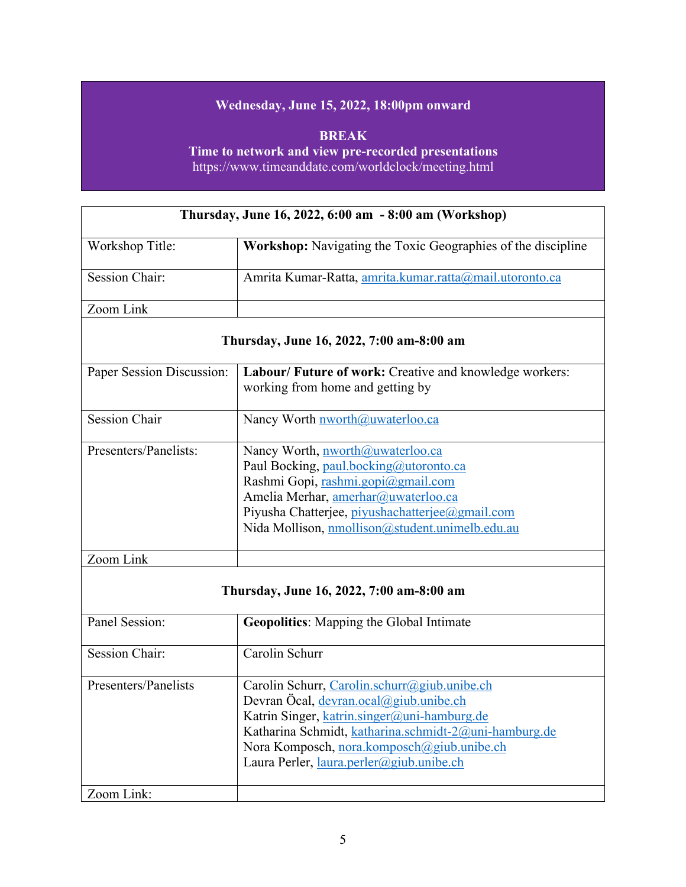**Wednesday, June 15, 2022, 18:00pm onward**

**BREAK**
**Time to network and view pre-recorded presentations**
https://www.timeanddate.com/worldclock/meeting.html

| **Thursday, June 16, 2022, 6:00 am - 8:00 am (Workshop)** | |
|---|---|
| Workshop Title: | **Workshop:** Navigating the Toxic Geographies of the discipline |
| Session Chair: | Amrita Kumar-Ratta, amrita.kumar.ratta@mail.utoronto.ca |
| Zoom Link | |
| **Thursday, June 16, 2022, 7:00 am-8:00 am** | |
| Paper Session Discussion: | **Labour/ Future of work:** Creative and knowledge workers: working from home and getting by |
| Session Chair | Nancy Worth nworth@uwaterloo.ca |
| Presenters/Panelists: | Nancy Worth, nworth@uwaterloo.ca<br>Paul Bocking, paul.bocking@utoronto.ca<br>Rashmi Gopi, rashmi.gopi@gmail.com<br>Amelia Merhar, amerhar@uwaterloo.ca<br>Piyusha Chatterjee, piyushachatterjee@gmail.com<br>Nida Mollison, nmollison@student.unimelb.edu.au |
| Zoom Link | |
| **Thursday, June 16, 2022, 7:00 am-8:00 am** | |
| Panel Session: | **Geopolitics**: Mapping the Global Intimate |
| Session Chair: | Carolin Schurr |
| Presenters/Panelists | Carolin Schurr, Carolin.schurr@giub.unibe.ch<br>Devran Öcal, devran.ocal@giub.unibe.ch<br>Katrin Singer, katrin.singer@uni-hamburg.de<br>Katharina Schmidt, katharina.schmidt-2@uni-hamburg.de<br>Nora Komposch, nora.komposch@giub.unibe.ch<br>Laura Perler, laura.perler@giub.unibe.ch |
| Zoom Link: | |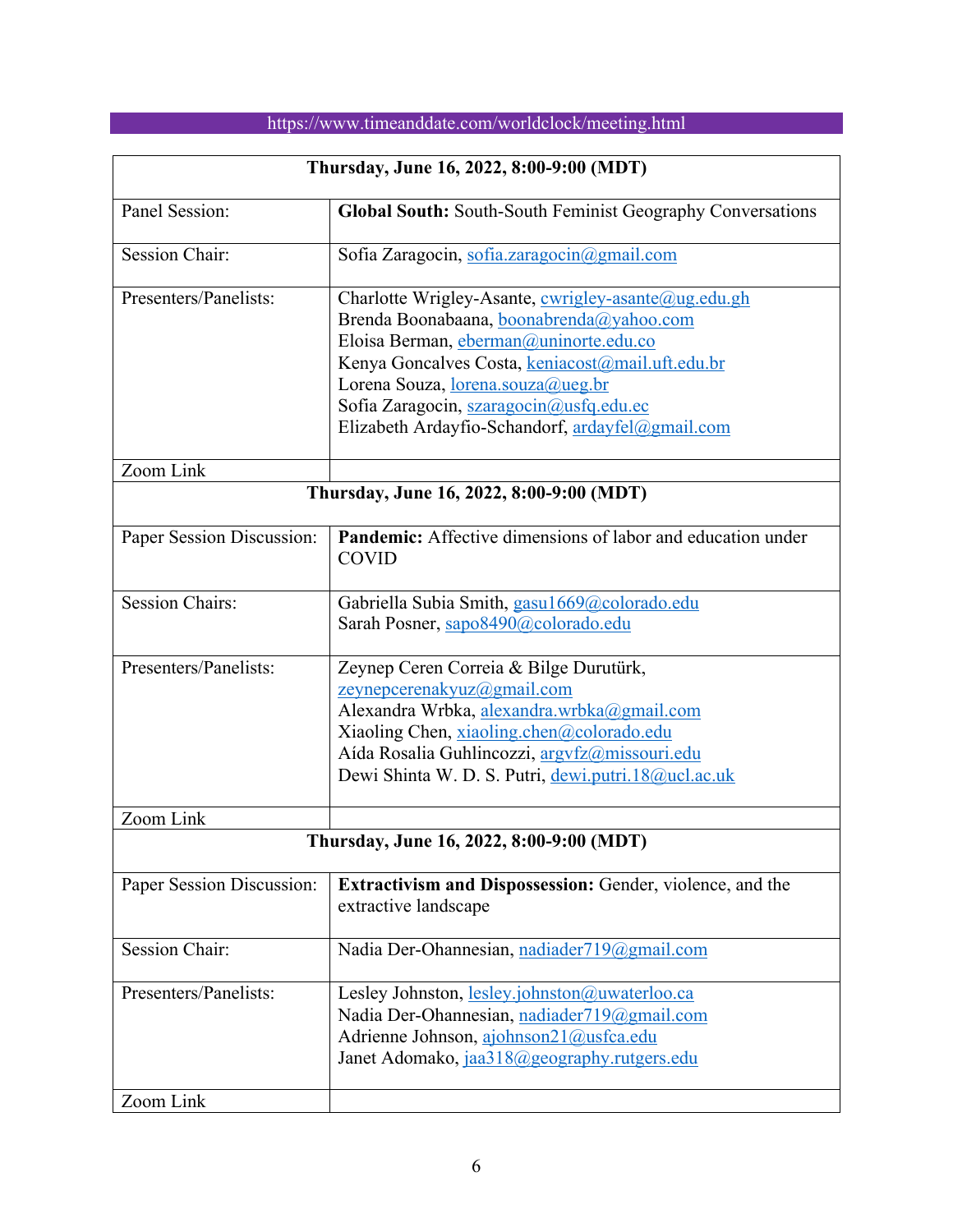https://www.timeanddate.com/worldclock/meeting.html

| **Thursday, June 16, 2022, 8:00-9:00 (MDT)** | |
|---|---|
| Panel Session: | **Global South:** South-South Feminist Geography Conversations |
| Session Chair: | Sofia Zaragocin, sofia.zaragocin@gmail.com |
| Presenters/Panelists: | Charlotte Wrigley-Asante, cwrigley-asante@ug.edu.gh<br>Brenda Boonabaana, boonabrenda@yahoo.com<br>Eloisa Berman, eberman@uninorte.edu.co<br>Kenya Goncalves Costa, keniacost@mail.uft.edu.br<br>Lorena Souza, lorena.souza@ueg.br<br>Sofia Zaragocin, szaragocin@usfq.edu.ec<br>Elizabeth Ardayfio-Schandorf, ardayfel@gmail.com |
| Zoom Link | |

| **Thursday, June 16, 2022, 8:00-9:00 (MDT)** | |
|---|---|
| Paper Session Discussion: | **Pandemic:** Affective dimensions of labor and education under COVID |
| Session Chairs: | Gabriella Subia Smith, gasu1669@colorado.edu<br>Sarah Posner, sapo8490@colorado.edu |
| Presenters/Panelists: | Zeynep Ceren Correia & Bilge Durutürk, zeynepcerenakyuz@gmail.com<br>Alexandra Wrbka, alexandra.wrbka@gmail.com<br>Xiaoling Chen, xiaoling.chen@colorado.edu<br>Aída Rosalia Guhlincozzi, argvfz@missouri.edu<br>Dewi Shinta W. D. S. Putri, dewi.putri.18@ucl.ac.uk |
| Zoom Link | |

| **Thursday, June 16, 2022, 8:00-9:00 (MDT)** | |
|---|---|
| Paper Session Discussion: | **Extractivism and Dispossession:** Gender, violence, and the extractive landscape |
| Session Chair: | Nadia Der-Ohannesian, nadiader719@gmail.com |
| Presenters/Panelists: | Lesley Johnston, lesley.johnston@uwaterloo.ca<br>Nadia Der-Ohannesian, nadiader719@gmail.com<br>Adrienne Johnson, ajohnson21@usfca.edu<br>Janet Adomako, jaa318@geography.rutgers.edu |
| Zoom Link | |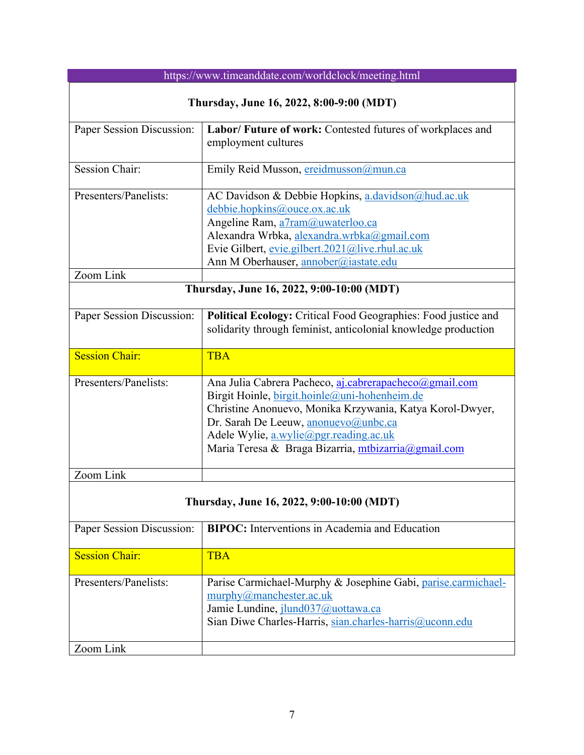https://www.timeanddate.com/worldclock/meeting.html

| **Thursday, June 16, 2022, 8:00-9:00 (MDT)** | |
|---|---|
| Paper Session Discussion: | **Labor/ Future of work:** Contested futures of workplaces and employment cultures |
| Session Chair: | Emily Reid Musson, ereidmusson@mun.ca |
| Presenters/Panelists: | AC Davidson & Debbie Hopkins, a.davidson@hud.ac.uk debbie.hopkins@ouce.ox.ac.uk<br>Angeline Ram, a7ram@uwaterloo.ca<br>Alexandra Wrbka, alexandra.wrbka@gmail.com<br>Evie Gilbert, evie.gilbert.2021@live.rhul.ac.uk<br>Ann M Oberhauser, annober@iastate.edu |
| Zoom Link | |

| **Thursday, June 16, 2022, 9:00-10:00 (MDT)** | |
|---|---|
| Paper Session Discussion: | **Political Ecology:** Critical Food Geographies: Food justice and solidarity through feminist, anticolonial knowledge production |
| Session Chair: | TBA |
| Presenters/Panelists: | Ana Julia Cabrera Pacheco, aj.cabrerapacheco@gmail.com<br>Birgit Hoinle, birgit.hoinle@uni-hohenheim.de<br>Christine Anonuevo, Monika Krzywania, Katya Korol-Dwyer, Dr. Sarah De Leeuw, anonuevo@unbc.ca<br>Adele Wylie, a.wylie@pgr.reading.ac.uk<br>Maria Teresa & Braga Bizarria, mtbizarria@gmail.com |
| Zoom Link | |

| **Thursday, June 16, 2022, 9:00-10:00 (MDT)** | |
|---|---|
| Paper Session Discussion: | **BIPOC:** Interventions in Academia and Education |
| Session Chair: | TBA |
| Presenters/Panelists: | Parise Carmichael-Murphy & Josephine Gabi, parise.carmichael-murphy@manchester.ac.uk<br>Jamie Lundine, jlund037@uottawa.ca<br>Sian Diwe Charles-Harris, sian.charles-harris@uconn.edu |
| Zoom Link | |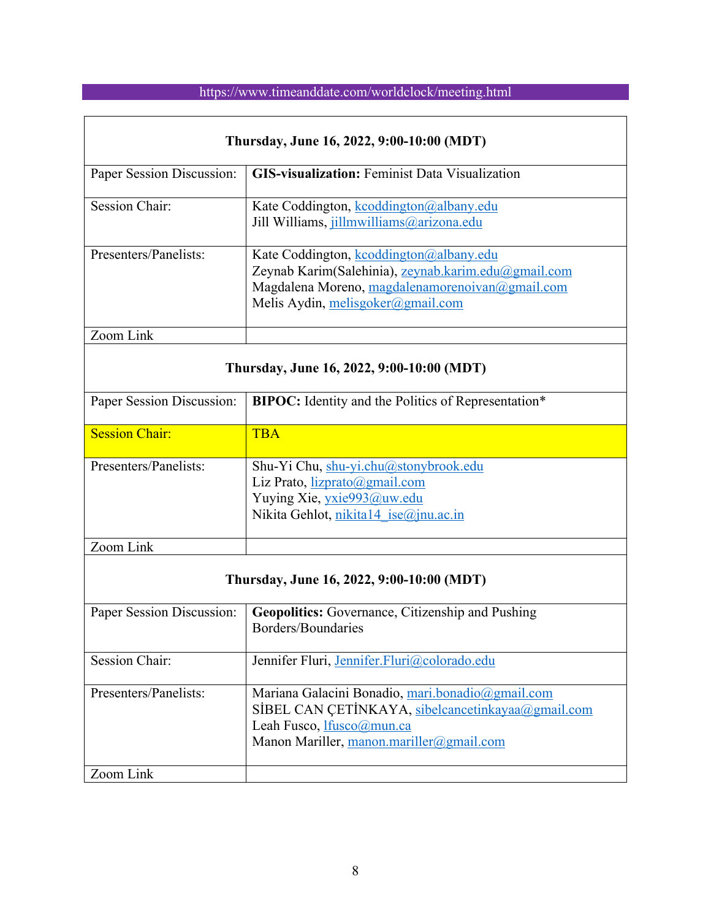https://www.timeanddate.com/worldclock/meeting.html

| **Thursday, June 16, 2022, 9:00-10:00 (MDT)** | |
|---|---|
| Paper Session Discussion: | **GIS-visualization:** Feminist Data Visualization |
| Session Chair: | Kate Coddington, kcoddington@albany.edu<br>Jill Williams, jillmwilliams@arizona.edu |
| Presenters/Panelists: | Kate Coddington, kcoddington@albany.edu<br>Zeynab Karim(Salehinia), zeynab.karim.edu@gmail.com<br>Magdalena Moreno, magdalenamorenoivan@gmail.com<br>Melis Aydin, melisgoker@gmail.com |
| Zoom Link | |

| **Thursday, June 16, 2022, 9:00-10:00 (MDT)** | |
|---|---|
| Paper Session Discussion: | **BIPOC:** Identity and the Politics of Representation* |
| Session Chair: | TBA |
| Presenters/Panelists: | Shu-Yi Chu, shu-yi.chu@stonybrook.edu<br>Liz Prato, lizprato@gmail.com<br>Yuying Xie, yxie993@uw.edu<br>Nikita Gehlot, nikita14_ise@jnu.ac.in |
| Zoom Link | |

| **Thursday, June 16, 2022, 9:00-10:00 (MDT)** | |
|---|---|
| Paper Session Discussion: | **Geopolitics:** Governance, Citizenship and Pushing Borders/Boundaries |
| Session Chair: | Jennifer Fluri, Jennifer.Fluri@colorado.edu |
| Presenters/Panelists: | Mariana Galacini Bonadio, mari.bonadio@gmail.com<br>SİBEL CAN ÇETİNKAYA, sibelcancetinkayaa@gmail.com<br>Leah Fusco, lfusco@mun.ca<br>Manon Mariller, manon.mariller@gmail.com |
| Zoom Link | |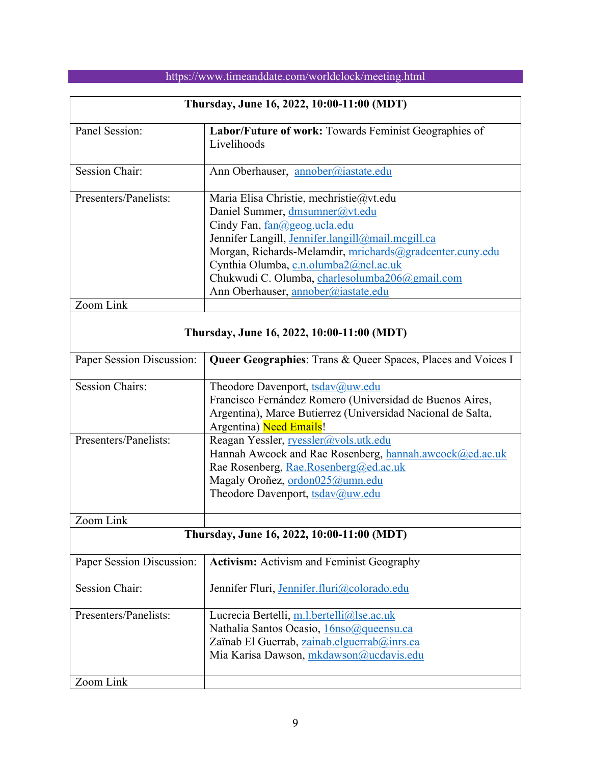https://www.timeanddate.com/worldclock/meeting.html

| Thursday, June 16, 2022, 10:00-11:00 (MDT) | |
|---|---|
| Panel Session: | **Labor/Future of work:** Towards Feminist Geographies of Livelihoods |
| Session Chair: | Ann Oberhauser, annober@iastate.edu |
| Presenters/Panelists: | Maria Elisa Christie, mechristie@vt.edu<br>Daniel Summer, dmsumner@vt.edu<br>Cindy Fan, fan@geog.ucla.edu<br>Jennifer Langill, Jennifer.langill@mail.mcgill.ca<br>Morgan, Richards-Melamdir, mrichards@gradcenter.cuny.edu<br>Cynthia Olumba, c.n.olumba2@ncl.ac.uk<br>Chukwudi C. Olumba, charlesolumba206@gmail.com<br>Ann Oberhauser, annober@iastate.edu |
| Zoom Link | |

| Thursday, June 16, 2022, 10:00-11:00 (MDT) | |
|---|---|
| Paper Session Discussion: | **Queer Geographies**: Trans & Queer Spaces, Places and Voices I |
| Session Chairs: | Theodore Davenport, tsdav@uw.edu<br>Francisco Fernández Romero (Universidad de Buenos Aires, Argentina), Marce Butierrez (Universidad Nacional de Salta, Argentina) Need Emails! |
| Presenters/Panelists: | Reagan Yessler, ryessler@vols.utk.edu<br>Hannah Awcock and Rae Rosenberg, hannah.awcock@ed.ac.uk<br>Rae Rosenberg, Rae.Rosenberg@ed.ac.uk<br>Magaly Oroñez, ordon025@umn.edu<br>Theodore Davenport, tsdav@uw.edu |
| Zoom Link | |

| Thursday, June 16, 2022, 10:00-11:00 (MDT) | |
|---|---|
| Paper Session Discussion:<br><br>Session Chair: | **Activism:** Activism and Feminist Geography<br><br>Jennifer Fluri, Jennifer.fluri@colorado.edu |
| Presenters/Panelists: | Lucrecia Bertelli, m.l.bertelli@lse.ac.uk<br>Nathalia Santos Ocasio, 16nso@queensu.ca<br>Zaïnab El Guerrab, zainab.elguerrab@inrs.ca<br>Mia Karisa Dawson, mkdawson@ucdavis.edu |
| Zoom Link | |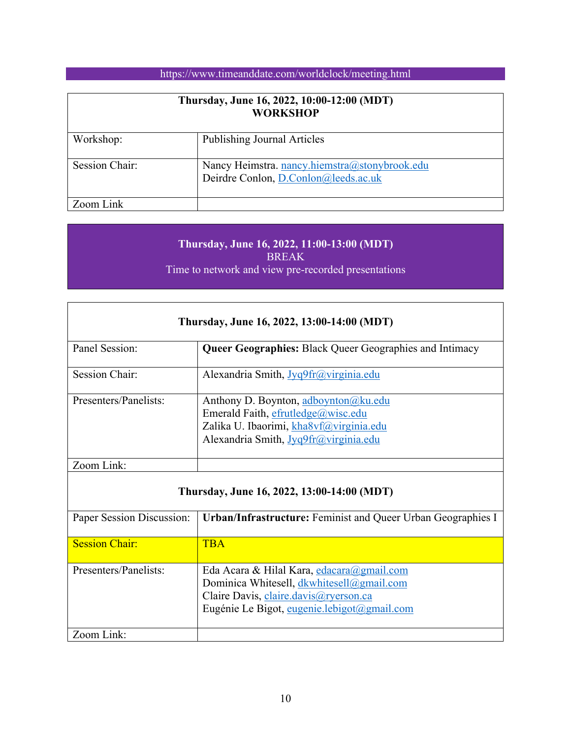https://www.timeanddate.com/worldclock/meeting.html

| **Thursday, June 16, 2022, 10:00-12:00 (MDT)**<br>**WORKSHOP** | |
|---|---|
| Workshop: | Publishing Journal Articles |
| Session Chair: | Nancy Heimstra. nancy.hiemstra@stonybrook.edu<br>Deirdre Conlon, D.Conlon@leeds.ac.uk |
| Zoom Link | |

**Thursday, June 16, 2022, 11:00-13:00 (MDT)**
BREAK
Time to network and view pre-recorded presentations

| **Thursday, June 16, 2022, 13:00-14:00 (MDT)** | |
|---|---|
| Panel Session: | **Queer Geographies:** Black Queer Geographies and Intimacy |
| Session Chair: | Alexandria Smith, Jyq9fr@virginia.edu |
| Presenters/Panelists: | Anthony D. Boynton, adboynton@ku.edu<br>Emerald Faith, efrutledge@wisc.edu<br>Zalika U. Ibaorimi, kha8vf@virginia.edu<br>Alexandria Smith, Jyq9fr@virginia.edu |
| Zoom Link: | |

| **Thursday, June 16, 2022, 13:00-14:00 (MDT)** | |
|---|---|
| Paper Session Discussion: | **Urban/Infrastructure:** Feminist and Queer Urban Geographies I |
| Session Chair: | TBA |
| Presenters/Panelists: | Eda Acara & Hilal Kara, edacara@gmail.com<br>Dominica Whitesell, dkwhitesell@gmail.com<br>Claire Davis, claire.davis@ryerson.ca<br>Eugénie Le Bigot, eugenie.lebigot@gmail.com |
| Zoom Link: | |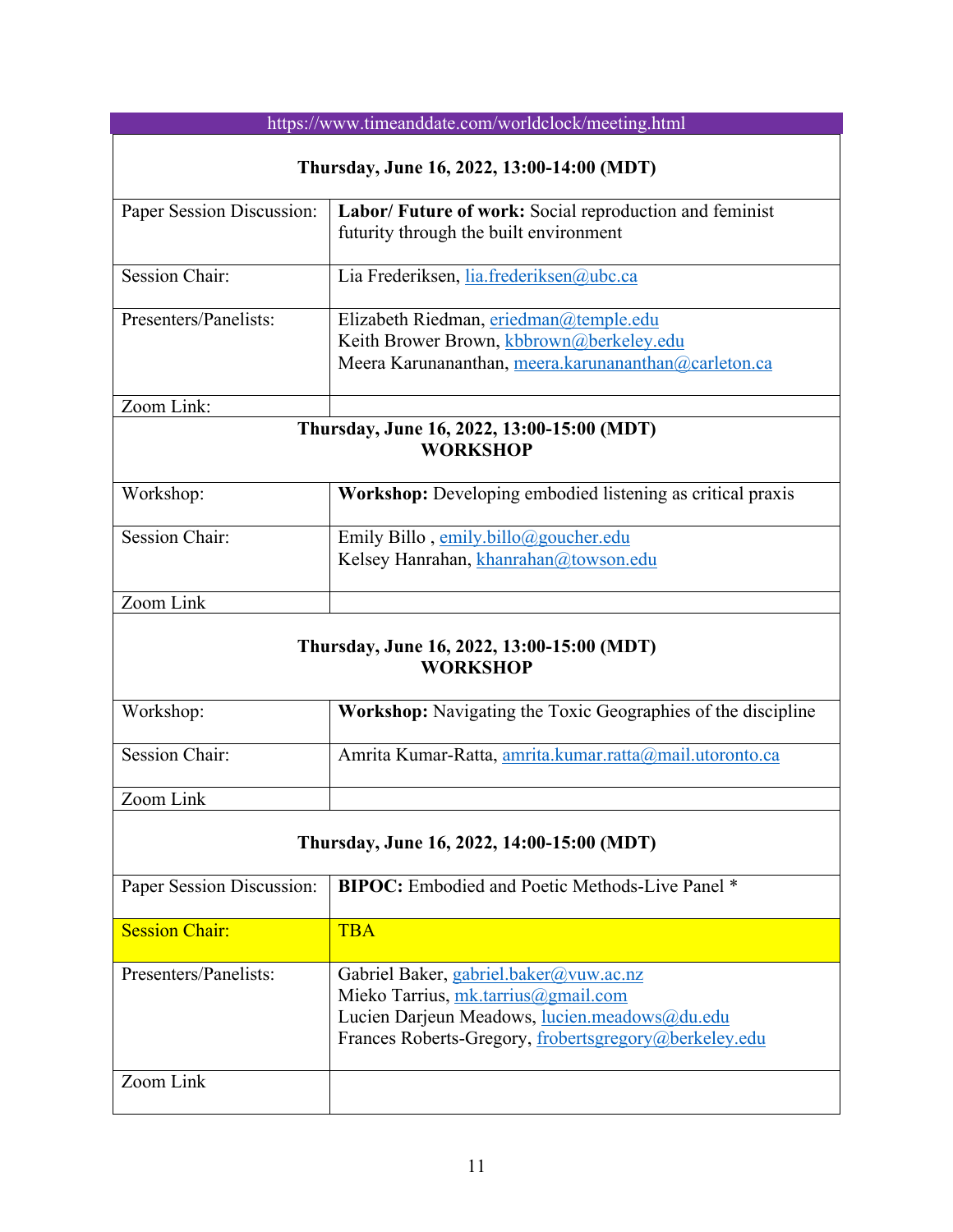https://www.timeanddate.com/worldclock/meeting.html

| **Thursday, June 16, 2022, 13:00-14:00 (MDT)** | |
|---|---|
| Paper Session Discussion: | **Labor/ Future of work:** Social reproduction and feminist futurity through the built environment |
| Session Chair: | Lia Frederiksen, lia.frederiksen@ubc.ca |
| Presenters/Panelists: | Elizabeth Riedman, eriedman@temple.edu<br>Keith Brower Brown, kbbrown@berkeley.edu<br>Meera Karunananthan, meera.karunananthan@carleton.ca |
| Zoom Link: | |

| **Thursday, June 16, 2022, 13:00-15:00 (MDT)<br>WORKSHOP** | |
|---|---|
| Workshop: | **Workshop:** Developing embodied listening as critical praxis |
| Session Chair: | Emily Billo , emily.billo@goucher.edu<br>Kelsey Hanrahan, khanrahan@towson.edu |
| Zoom Link | |

| **Thursday, June 16, 2022, 13:00-15:00 (MDT)<br>WORKSHOP** | |
|---|---|
| Workshop: | **Workshop:** Navigating the Toxic Geographies of the discipline |
| Session Chair: | Amrita Kumar-Ratta, amrita.kumar.ratta@mail.utoronto.ca |
| Zoom Link | |

| **Thursday, June 16, 2022, 14:00-15:00 (MDT)** | |
|---|---|
| Paper Session Discussion: | **BIPOC:** Embodied and Poetic Methods-Live Panel * |
| Session Chair: | TBA |
| Presenters/Panelists: | Gabriel Baker, gabriel.baker@vuw.ac.nz<br>Mieko Tarrius, mk.tarrius@gmail.com<br>Lucien Darjeun Meadows, lucien.meadows@du.edu<br>Frances Roberts-Gregory, frobertsgregory@berkeley.edu |
| Zoom Link | |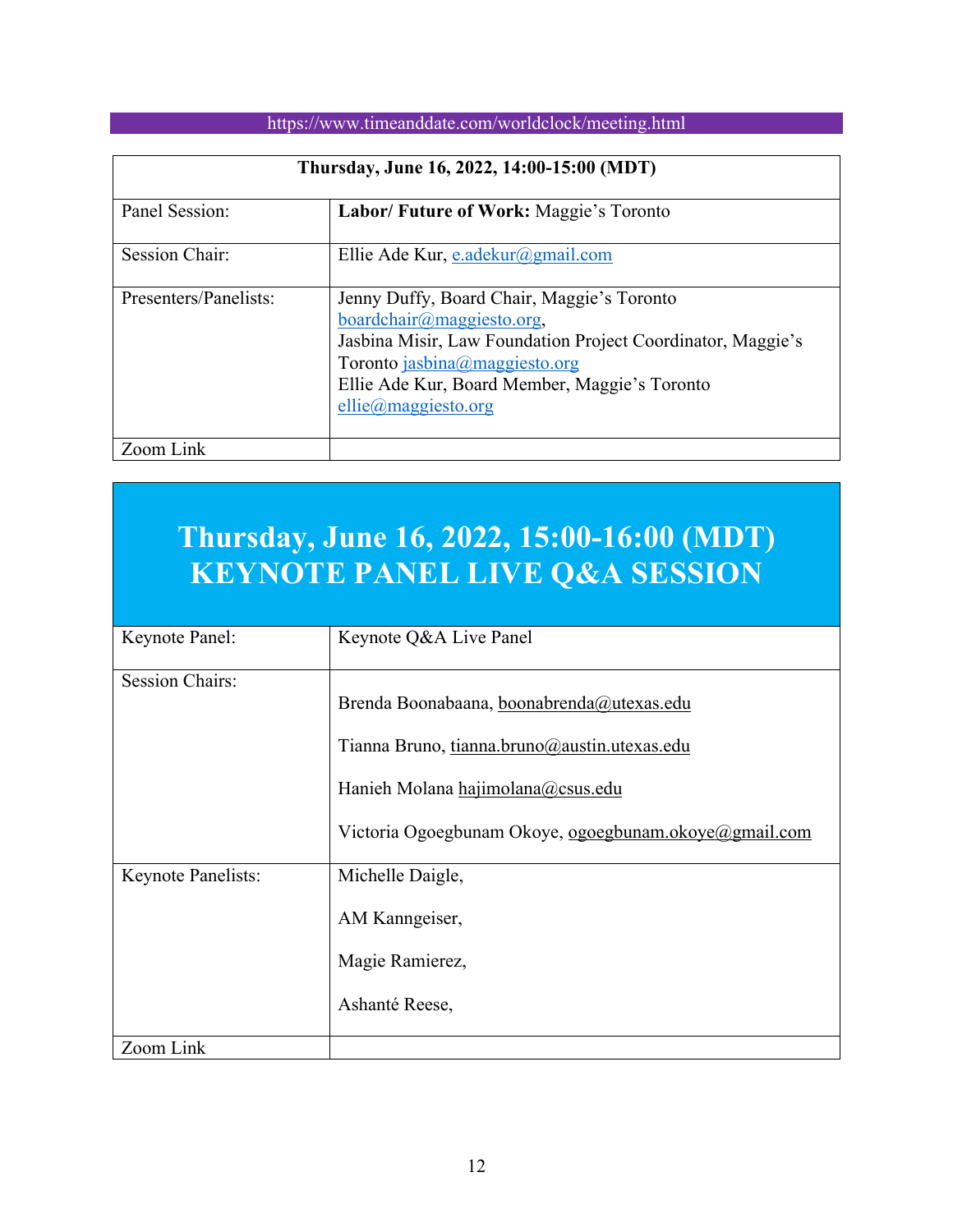https://www.timeanddate.com/worldclock/meeting.html

| Thursday, June 16, 2022, 14:00-15:00 (MDT) | |
|---|---|
| Panel Session: | **Labor/ Future of Work:** Maggie's Toronto |
| Session Chair: | Ellie Ade Kur, e.adekur@gmail.com |
| Presenters/Panelists: | Jenny Duffy, Board Chair, Maggie's Toronto boardchair@maggiesto.org, Jasbina Misir, Law Foundation Project Coordinator, Maggie's Toronto jasbina@maggiesto.org Ellie Ade Kur, Board Member, Maggie's Toronto ellie@maggiesto.org |
| Zoom Link | |

## Thursday, June 16, 2022, 15:00-16:00 (MDT) KEYNOTE PANEL LIVE Q&A SESSION

| Keynote Panel: | Keynote Q&A Live Panel |
|---|---|
| Session Chairs: | Brenda Boonabaana, boonabrenda@utexas.edu<br><br>Tianna Bruno, tianna.bruno@austin.utexas.edu<br><br>Hanieh Molana hajimolana@csus.edu<br><br>Victoria Ogoegbunam Okoye, ogoegbunam.okoye@gmail.com |
| Keynote Panelists: | Michelle Daigle,<br><br>AM Kanngeiser,<br><br>Magie Ramierez,<br><br>Ashanté Reese, |
| Zoom Link | |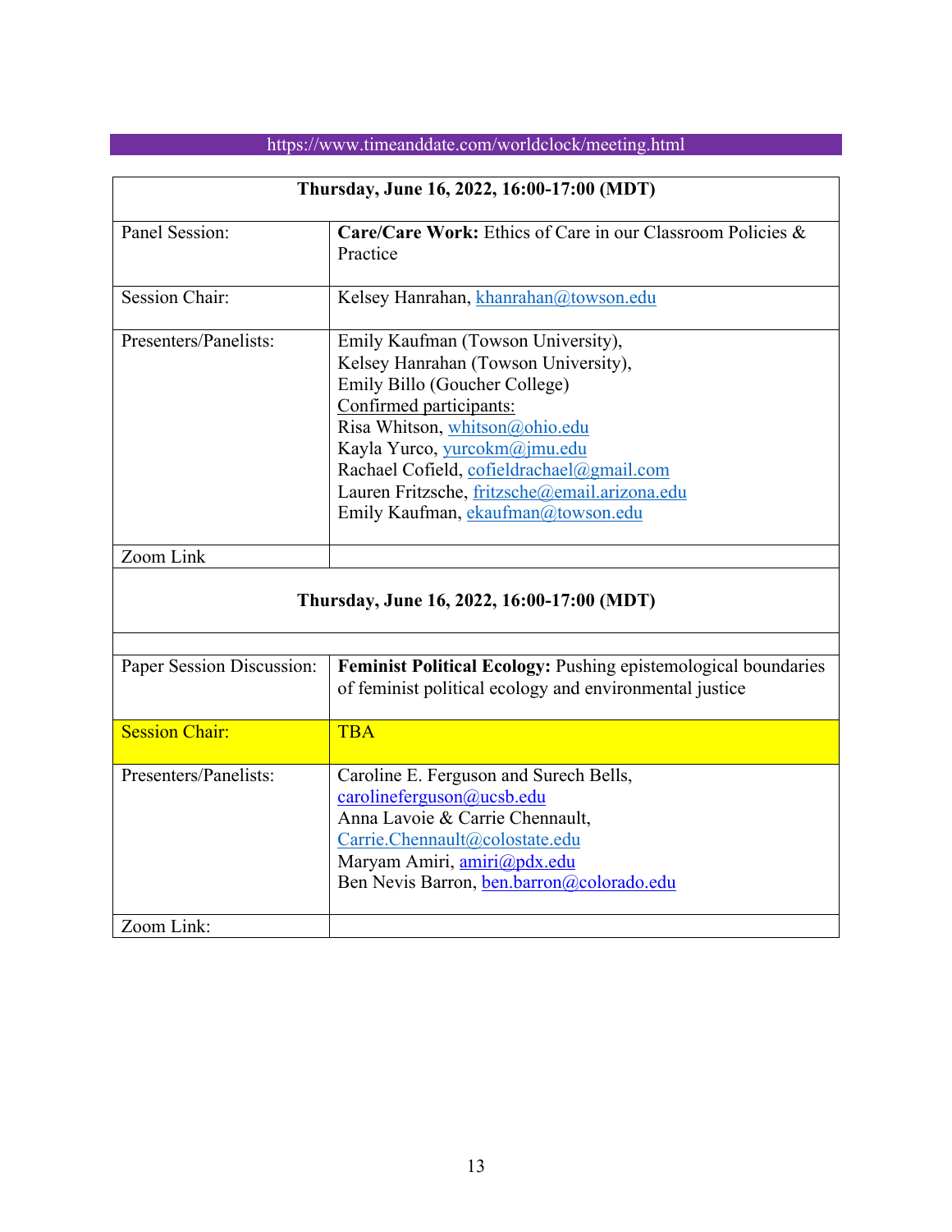https://www.timeanddate.com/worldclock/meeting.html

| Thursday, June 16, 2022, 16:00-17:00 (MDT) | |
|---|---|
| Panel Session: | **Care/Care Work:** Ethics of Care in our Classroom Policies & Practice |
| Session Chair: | Kelsey Hanrahan, khanrahan@towson.edu |
| Presenters/Panelists: | Emily Kaufman (Towson University),<br>Kelsey Hanrahan (Towson University),<br>Emily Billo (Goucher College)<br>Confirmed participants:<br>Risa Whitson, whitson@ohio.edu<br>Kayla Yurco, yurcokm@jmu.edu<br>Rachael Cofield, cofieldrachael@gmail.com<br>Lauren Fritzsche, fritzsche@email.arizona.edu<br>Emily Kaufman, ekaufman@towson.edu |
| Zoom Link | |

| Thursday, June 16, 2022, 16:00-17:00 (MDT) | |
|---|---|
| Paper Session Discussion: | **Feminist Political Ecology:** Pushing epistemological boundaries of feminist political ecology and environmental justice |
| Session Chair: | TBA |
| Presenters/Panelists: | Caroline E. Ferguson and Surech Bells, carolineferguson@ucsb.edu<br>Anna Lavoie & Carrie Chennault, Carrie.Chennault@colostate.edu<br>Maryam Amiri, amiri@pdx.edu<br>Ben Nevis Barron, ben.barron@colorado.edu |
| Zoom Link: | |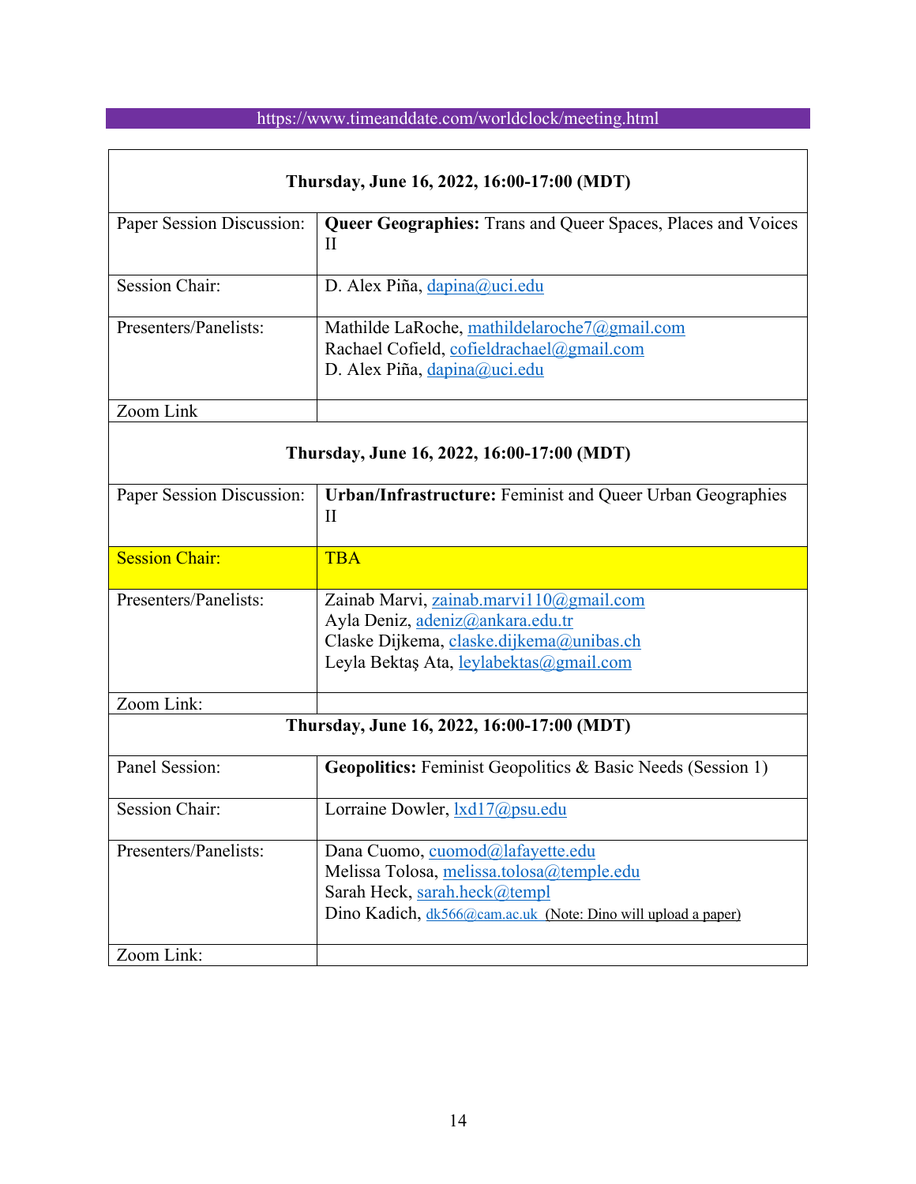https://www.timeanddate.com/worldclock/meeting.html

| **Thursday, June 16, 2022, 16:00-17:00 (MDT)** | |
|---|---|
| Paper Session Discussion: | **Queer Geographies:** Trans and Queer Spaces, Places and Voices II |
| Session Chair: | D. Alex Piña, dapina@uci.edu |
| Presenters/Panelists: | Mathilde LaRoche, mathildelaroche7@gmail.com<br>Rachael Cofield, cofieldrachael@gmail.com<br>D. Alex Piña, dapina@uci.edu |
| Zoom Link | |
| **Thursday, June 16, 2022, 16:00-17:00 (MDT)** | |
| Paper Session Discussion: | **Urban/Infrastructure:** Feminist and Queer Urban Geographies II |
| Session Chair: | TBA |
| Presenters/Panelists: | Zainab Marvi, zainab.marvi110@gmail.com<br>Ayla Deniz, adeniz@ankara.edu.tr<br>Claske Dijkema, claske.dijkema@unibas.ch<br>Leyla Bektaş Ata, leylabektas@gmail.com |
| Zoom Link: | |
| **Thursday, June 16, 2022, 16:00-17:00 (MDT)** | |
| Panel Session: | **Geopolitics:** Feminist Geopolitics & Basic Needs (Session 1) |
| Session Chair: | Lorraine Dowler, lxd17@psu.edu |
| Presenters/Panelists: | Dana Cuomo, cuomod@lafayette.edu<br>Melissa Tolosa, melissa.tolosa@temple.edu<br>Sarah Heck, sarah.heck@templ<br>Dino Kadich, dk566@cam.ac.uk (Note: Dino will upload a paper) |
| Zoom Link: | |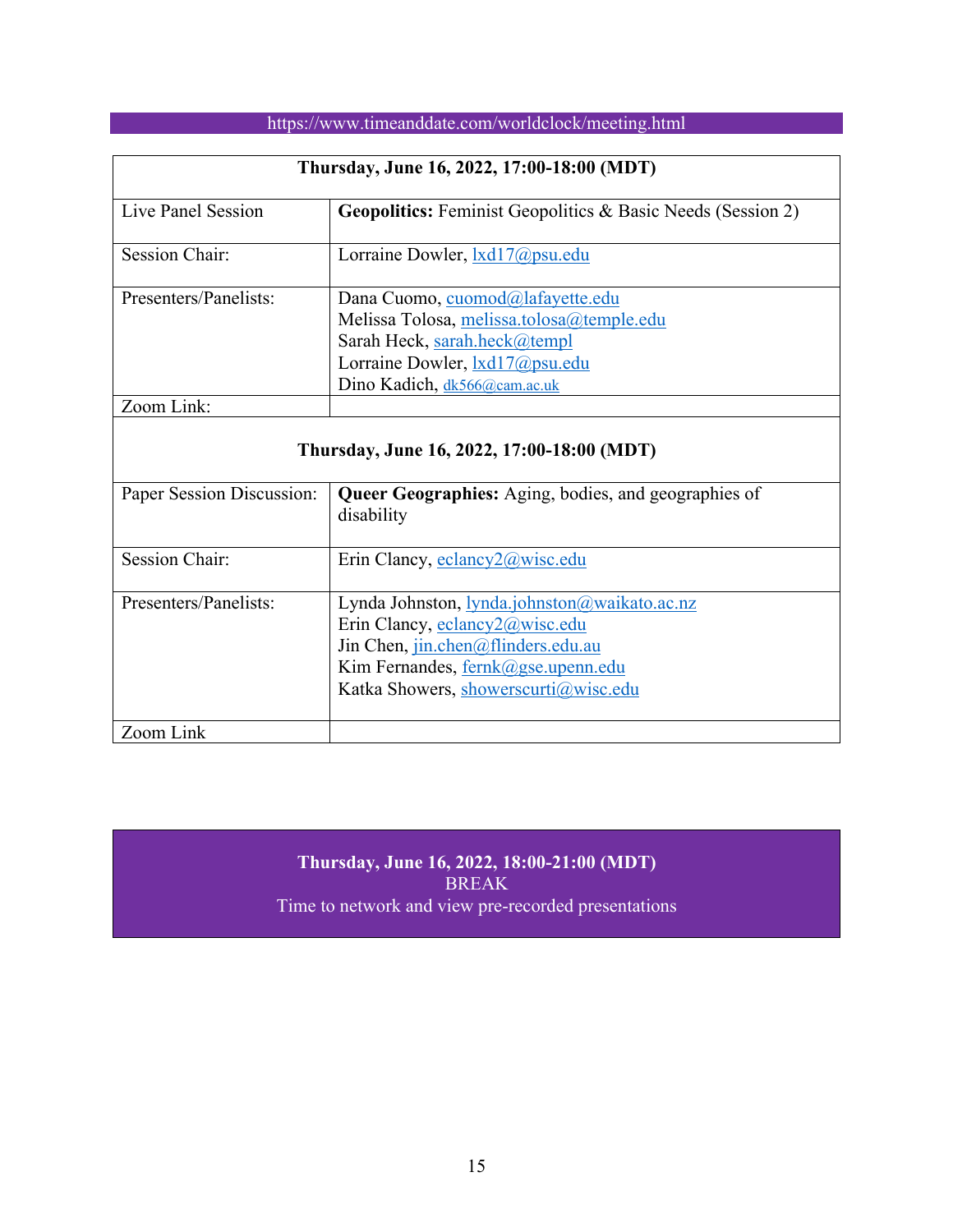https://www.timeanddate.com/worldclock/meeting.html

| Thursday, June 16, 2022, 17:00-18:00 (MDT) | |
|---|---|
| Live Panel Session | **Geopolitics:** Feminist Geopolitics & Basic Needs (Session 2) |
| Session Chair: | Lorraine Dowler, lxd17@psu.edu |
| Presenters/Panelists: | Dana Cuomo, cuomod@lafayette.edu<br>Melissa Tolosa, melissa.tolosa@temple.edu<br>Sarah Heck, sarah.heck@templ<br>Lorraine Dowler, lxd17@psu.edu<br>Dino Kadich, dk566@cam.ac.uk |
| Zoom Link: | |

| Thursday, June 16, 2022, 17:00-18:00 (MDT) | |
|---|---|
| Paper Session Discussion: | **Queer Geographies:** Aging, bodies, and geographies of disability |
| Session Chair: | Erin Clancy, eclancy2@wisc.edu |
| Presenters/Panelists: | Lynda Johnston, lynda.johnston@waikato.ac.nz<br>Erin Clancy, eclancy2@wisc.edu<br>Jin Chen, jin.chen@flinders.edu.au<br>Kim Fernandes, fernk@gse.upenn.edu<br>Katka Showers, showerscurti@wisc.edu |
| Zoom Link | |

**Thursday, June 16, 2022, 18:00-21:00 (MDT)**
BREAK
Time to network and view pre-recorded presentations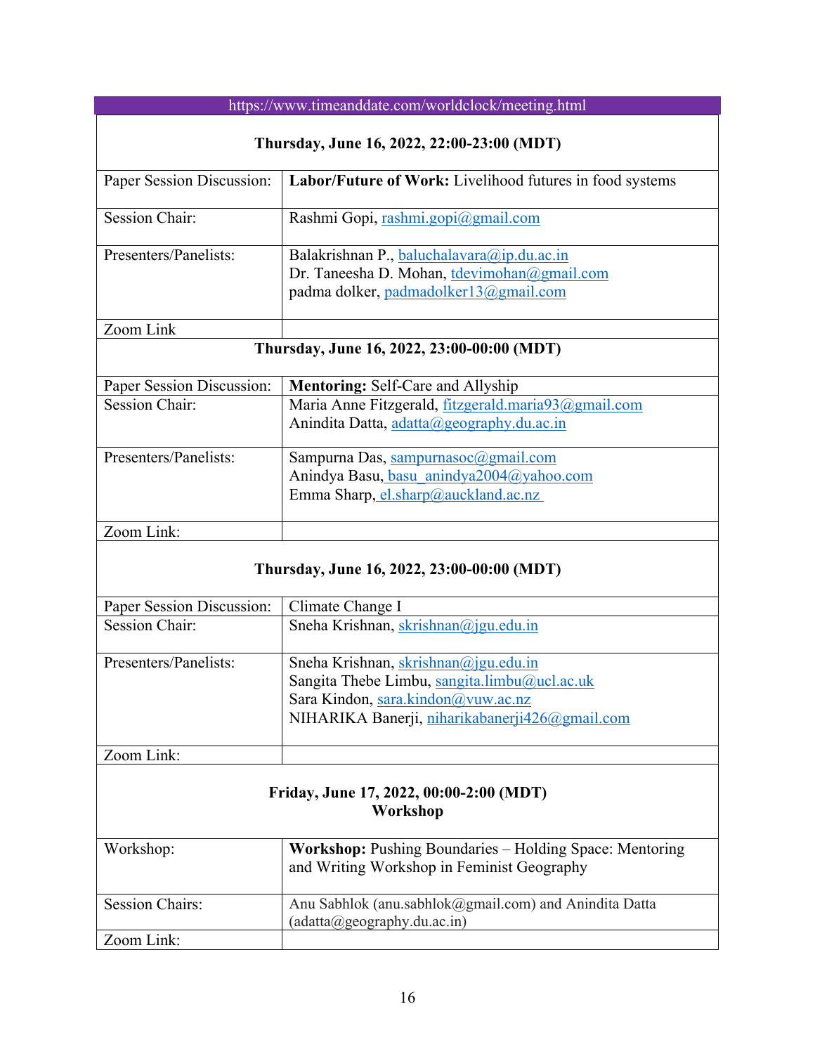https://www.timeanddate.com/worldclock/meeting.html

**Thursday, June 16, 2022, 22:00-23:00 (MDT)**

| | |
|---|---|
| Paper Session Discussion: | **Labor/Future of Work:** Livelihood futures in food systems |
| Session Chair: | Rashmi Gopi, rashmi.gopi@gmail.com |
| Presenters/Panelists: | Balakrishnan P., baluchalavara@ip.du.ac.in<br>Dr. Taneesha D. Mohan, tdevimohan@gmail.com<br>padma dolker, padmadolker13@gmail.com |
| Zoom Link | |

**Thursday, June 16, 2022, 23:00-00:00 (MDT)**

| | |
|---|---|
| Paper Session Discussion: | **Mentoring:** Self-Care and Allyship |
| Session Chair: | Maria Anne Fitzgerald, fitzgerald.maria93@gmail.com<br>Anindita Datta, adatta@geography.du.ac.in |
| Presenters/Panelists: | Sampurna Das, sampurnasoc@gmail.com<br>Anindya Basu, basu_anindya2004@yahoo.com<br>Emma Sharp, el.sharp@auckland.ac.nz |
| Zoom Link: | |

**Thursday, June 16, 2022, 23:00-00:00 (MDT)**

| | |
|---|---|
| Paper Session Discussion: | Climate Change I |
| Session Chair: | Sneha Krishnan, skrishnan@jgu.edu.in |
| Presenters/Panelists: | Sneha Krishnan, skrishnan@jgu.edu.in<br>Sangita Thebe Limbu, sangita.limbu@ucl.ac.uk<br>Sara Kindon, sara.kindon@vuw.ac.nz<br>NIHARIKA Banerji, niharikabanerji426@gmail.com |
| Zoom Link: | |

**Friday, June 17, 2022, 00:00-2:00 (MDT)**
**Workshop**

| | |
|---|---|
| Workshop: | **Workshop:** Pushing Boundaries – Holding Space: Mentoring and Writing Workshop in Feminist Geography |
| Session Chairs: | Anu Sabhlok (anu.sabhlok@gmail.com) and Anindita Datta (adatta@geography.du.ac.in) |
| Zoom Link: | |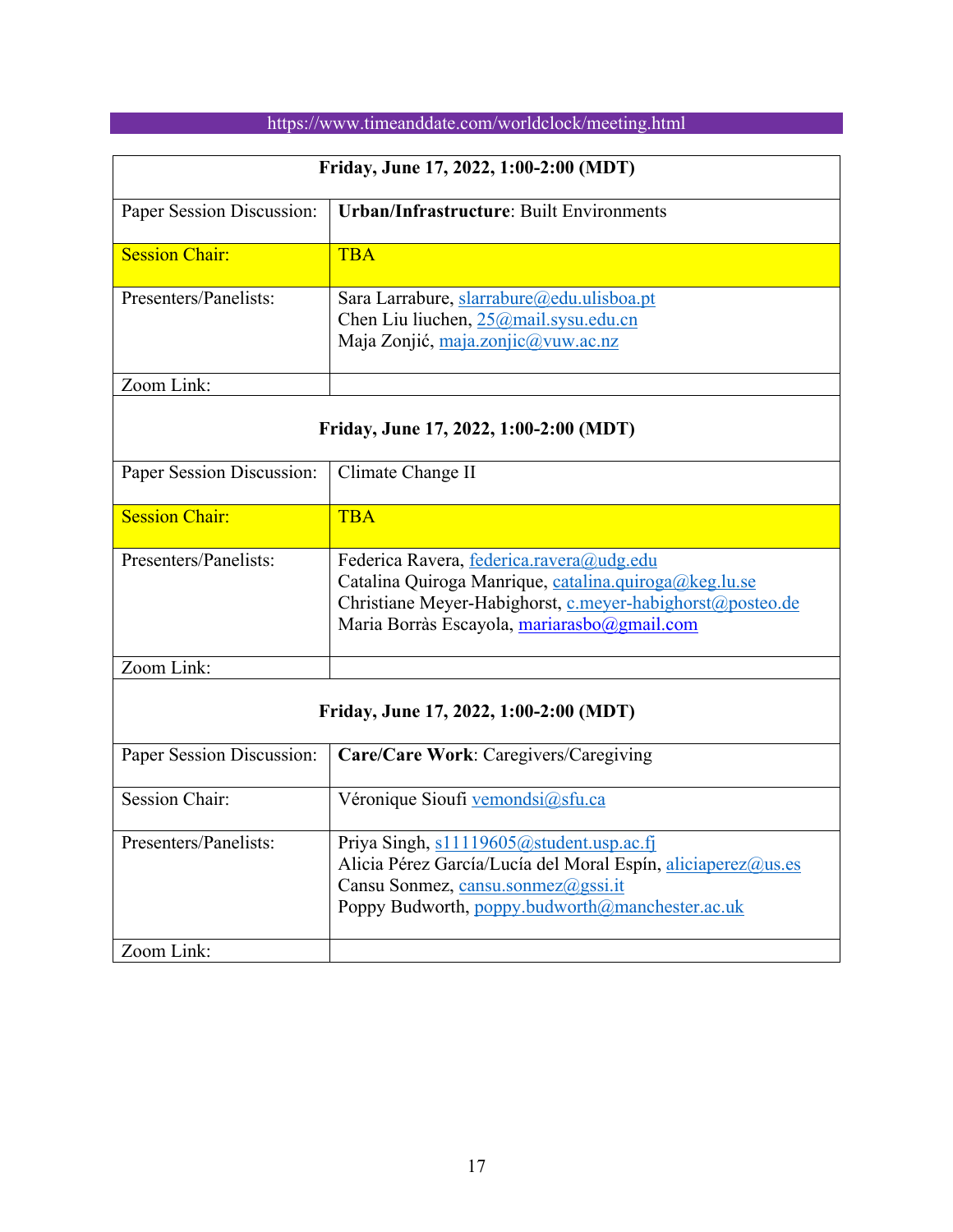https://www.timeanddate.com/worldclock/meeting.html

| **Friday, June 17, 2022, 1:00-2:00 (MDT)** | |
|---|---|
| Paper Session Discussion: | **Urban/Infrastructure**: Built Environments |
| Session Chair: | TBA |
| Presenters/Panelists: | Sara Larrabure, slarrabure@edu.ulisboa.pt<br>Chen Liu liuchen, 25@mail.sysu.edu.cn<br>Maja Zonjić, maja.zonjic@vuw.ac.nz |
| Zoom Link: | |

| **Friday, June 17, 2022, 1:00-2:00 (MDT)** | |
|---|---|
| Paper Session Discussion: | Climate Change II |
| Session Chair: | TBA |
| Presenters/Panelists: | Federica Ravera, federica.ravera@udg.edu<br>Catalina Quiroga Manrique, catalina.quiroga@keg.lu.se<br>Christiane Meyer-Habighorst, c.meyer-habighorst@posteo.de<br>Maria Borràs Escayola, mariarasbo@gmail.com |
| Zoom Link: | |

| **Friday, June 17, 2022, 1:00-2:00 (MDT)** | |
|---|---|
| Paper Session Discussion: | **Care/Care Work**: Caregivers/Caregiving |
| Session Chair: | Véronique Sioufi vemondsi@sfu.ca |
| Presenters/Panelists: | Priya Singh, s11119605@student.usp.ac.fj<br>Alicia Pérez García/Lucía del Moral Espín, aliciaperez@us.es<br>Cansu Sonmez, cansu.sonmez@gssi.it<br>Poppy Budworth, poppy.budworth@manchester.ac.uk |
| Zoom Link: | |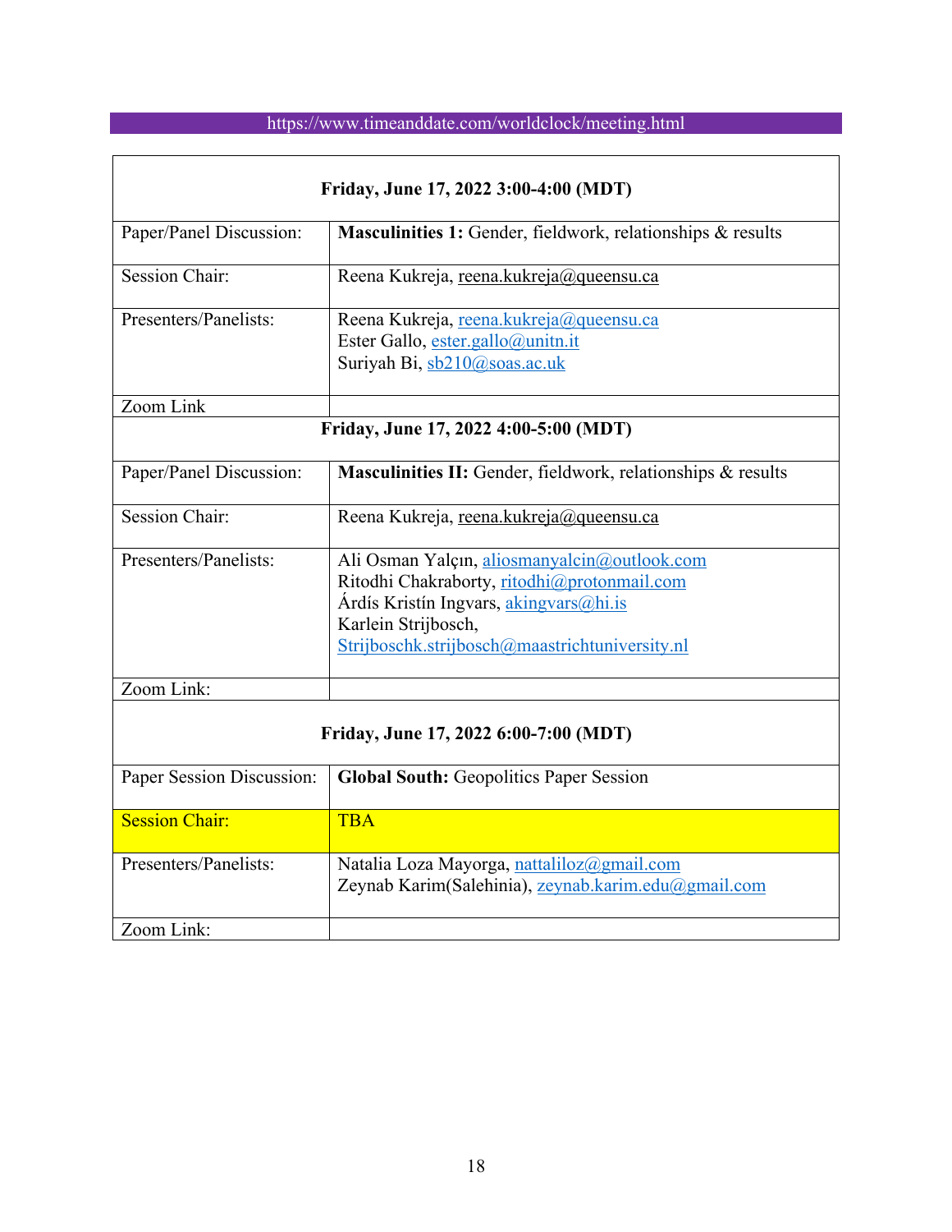https://www.timeanddate.com/worldclock/meeting.html

| **Friday, June 17, 2022 3:00-4:00 (MDT)** | |
|---|---|
| Paper/Panel Discussion: | **Masculinities 1:** Gender, fieldwork, relationships & results |
| Session Chair: | Reena Kukreja, reena.kukreja@queensu.ca |
| Presenters/Panelists: | Reena Kukreja, reena.kukreja@queensu.ca<br>Ester Gallo, ester.gallo@unitn.it<br>Suriyah Bi, sb210@soas.ac.uk |
| Zoom Link | |
| **Friday, June 17, 2022 4:00-5:00 (MDT)** | |
| Paper/Panel Discussion: | **Masculinities II:** Gender, fieldwork, relationships & results |
| Session Chair: | Reena Kukreja, reena.kukreja@queensu.ca |
| Presenters/Panelists: | Ali Osman Yalçın, aliosmanyalcin@outlook.com<br>Ritodhi Chakraborty, ritodhi@protonmail.com<br>Árdís Kristín Ingvars, akingvars@hi.is<br>Karlein Strijbosch, Strijboschk.strijbosch@maastrichtuniversity.nl |
| Zoom Link: | |
| **Friday, June 17, 2022 6:00-7:00 (MDT)** | |
| Paper Session Discussion: | **Global South:** Geopolitics Paper Session |
| Session Chair: | TBA |
| Presenters/Panelists: | Natalia Loza Mayorga, nattaliloz@gmail.com<br>Zeynab Karim(Salehinia), zeynab.karim.edu@gmail.com |
| Zoom Link: | |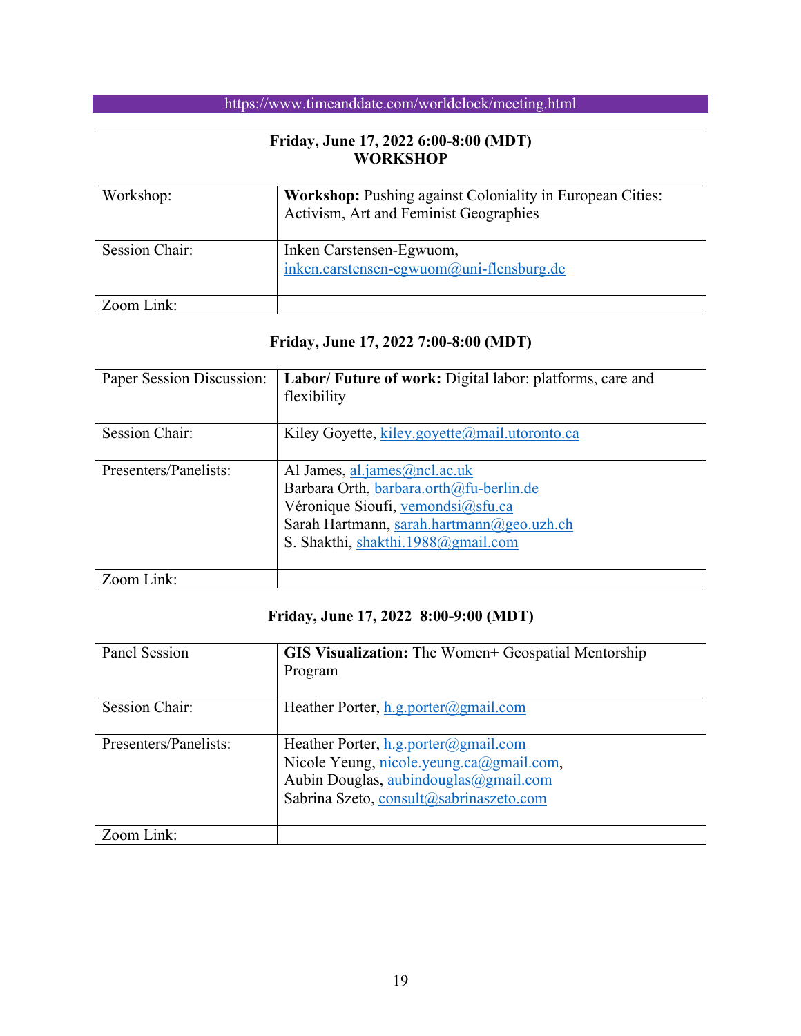https://www.timeanddate.com/worldclock/meeting.html

| **Friday, June 17, 2022 6:00-8:00 (MDT)**<br>**WORKSHOP** | |
|---|---|
| Workshop: | **Workshop:** Pushing against Coloniality in European Cities: Activism, Art and Feminist Geographies |
| Session Chair: | Inken Carstensen-Egwuom, inken.carstensen-egwuom@uni-flensburg.de |
| Zoom Link: | |
| **Friday, June 17, 2022 7:00-8:00 (MDT)** | |
| Paper Session Discussion: | **Labor/ Future of work:** Digital labor: platforms, care and flexibility |
| Session Chair: | Kiley Goyette, kiley.goyette@mail.utoronto.ca |
| Presenters/Panelists: | Al James, al.james@ncl.ac.uk<br>Barbara Orth, barbara.orth@fu-berlin.de<br>Véronique Sioufi, vemondsi@sfu.ca<br>Sarah Hartmann, sarah.hartmann@geo.uzh.ch<br>S. Shakthi, shakthi.1988@gmail.com |
| Zoom Link: | |
| **Friday, June 17, 2022 8:00-9:00 (MDT)** | |
| Panel Session | **GIS Visualization:** The Women+ Geospatial Mentorship Program |
| Session Chair: | Heather Porter, h.g.porter@gmail.com |
| Presenters/Panelists: | Heather Porter, h.g.porter@gmail.com<br>Nicole Yeung, nicole.yeung.ca@gmail.com,<br>Aubin Douglas, aubindouglas@gmail.com<br>Sabrina Szeto, consult@sabrinaszeto.com |
| Zoom Link: | |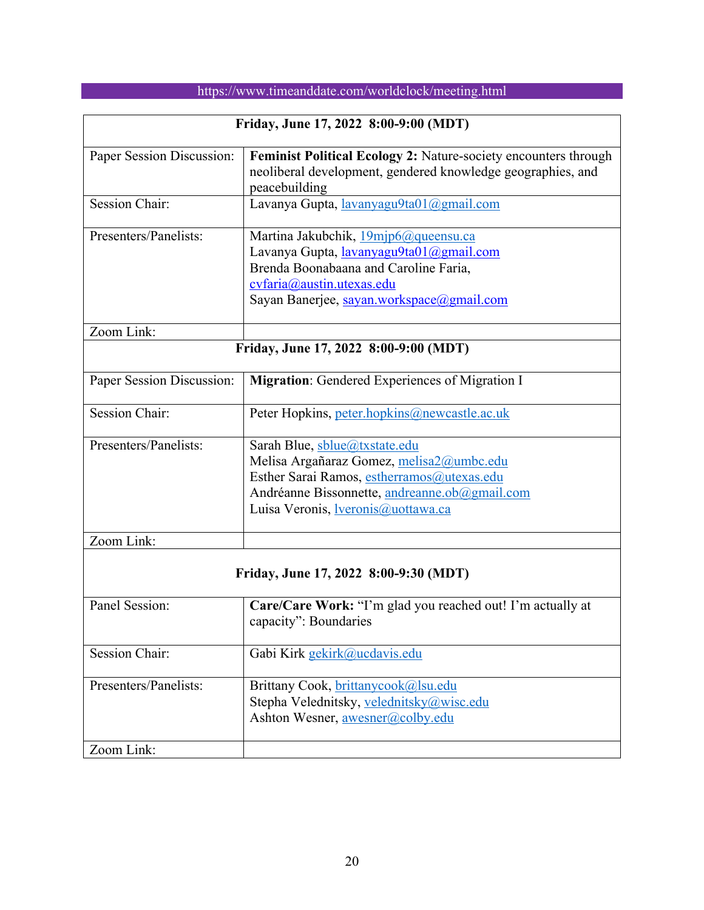https://www.timeanddate.com/worldclock/meeting.html

| Friday, June 17, 2022 8:00-9:00 (MDT) | |
|---|---|
| Paper Session Discussion: | **Feminist Political Ecology 2:** Nature-society encounters through neoliberal development, gendered knowledge geographies, and peacebuilding |
| Session Chair: | Lavanya Gupta, lavanyagu9ta01@gmail.com |
| Presenters/Panelists: | Martina Jakubchik, 19mjp6@queensu.ca<br>Lavanya Gupta, lavanyagu9ta01@gmail.com<br>Brenda Boonabaana and Caroline Faria, cvfaria@austin.utexas.edu<br>Sayan Banerjee, sayan.workspace@gmail.com |
| Zoom Link: | |

| Friday, June 17, 2022 8:00-9:00 (MDT) | |
|---|---|
| Paper Session Discussion: | **Migration**: Gendered Experiences of Migration I |
| Session Chair: | Peter Hopkins, peter.hopkins@newcastle.ac.uk |
| Presenters/Panelists: | Sarah Blue, sblue@txstate.edu<br>Melisa Argañaraz Gomez, melisa2@umbc.edu<br>Esther Sarai Ramos, estherramos@utexas.edu<br>Andréanne Bissonnette, andreanne.ob@gmail.com<br>Luisa Veronis, lveronis@uottawa.ca |
| Zoom Link: | |

| Friday, June 17, 2022 8:00-9:30 (MDT) | |
|---|---|
| Panel Session: | **Care/Care Work:** "I'm glad you reached out! I'm actually at capacity": Boundaries |
| Session Chair: | Gabi Kirk gekirk@ucdavis.edu |
| Presenters/Panelists: | Brittany Cook, brittanycook@lsu.edu<br>Stepha Velednitsky, velednitsky@wisc.edu<br>Ashton Wesner, awesner@colby.edu |
| Zoom Link: | |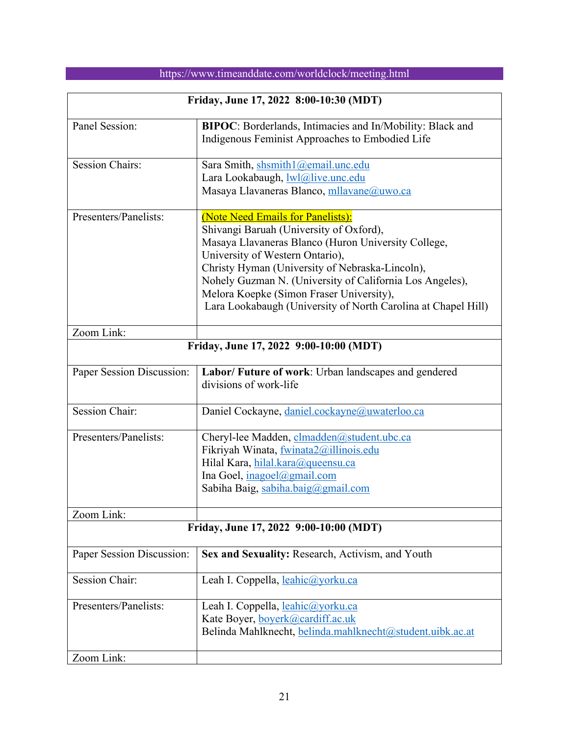https://www.timeanddate.com/worldclock/meeting.html

| Friday, June 17, 2022 8:00-10:30 (MDT) | |
|---|---|
| Panel Session: | **BIPOC**: Borderlands, Intimacies and In/Mobility: Black and Indigenous Feminist Approaches to Embodied Life |
| Session Chairs: | Sara Smith, shsmith1@email.unc.edu<br>Lara Lookabaugh, lwl@live.unc.edu<br>Masaya Llavaneras Blanco, mllavane@uwo.ca |
| Presenters/Panelists: | (Note Need Emails for Panelists):<br>Shivangi Baruah (University of Oxford),<br>Masaya Llavaneras Blanco (Huron University College, University of Western Ontario),<br>Christy Hyman (University of Nebraska-Lincoln),<br>Nohely Guzman N. (University of California Los Angeles),<br>Melora Koepke (Simon Fraser University),<br>Lara Lookabaugh (University of North Carolina at Chapel Hill) |
| Zoom Link: | |

| Friday, June 17, 2022 9:00-10:00 (MDT) | |
|---|---|
| Paper Session Discussion: | **Labor/ Future of work**: Urban landscapes and gendered divisions of work-life |
| Session Chair: | Daniel Cockayne, daniel.cockayne@uwaterloo.ca |
| Presenters/Panelists: | Cheryl-lee Madden, clmadden@student.ubc.ca<br>Fikriyah Winata, fwinata2@illinois.edu<br>Hilal Kara, hilal.kara@queensu.ca<br>Ina Goel, inagoel@gmail.com<br>Sabiha Baig, sabiha.baig@gmail.com |
| Zoom Link: | |

| Friday, June 17, 2022 9:00-10:00 (MDT) | |
|---|---|
| Paper Session Discussion: | **Sex and Sexuality:** Research, Activism, and Youth |
| Session Chair: | Leah I. Coppella, leahic@yorku.ca |
| Presenters/Panelists: | Leah I. Coppella, leahic@yorku.ca<br>Kate Boyer, boyerk@cardiff.ac.uk<br>Belinda Mahlknecht, belinda.mahlknecht@student.uibk.ac.at |
| Zoom Link: | |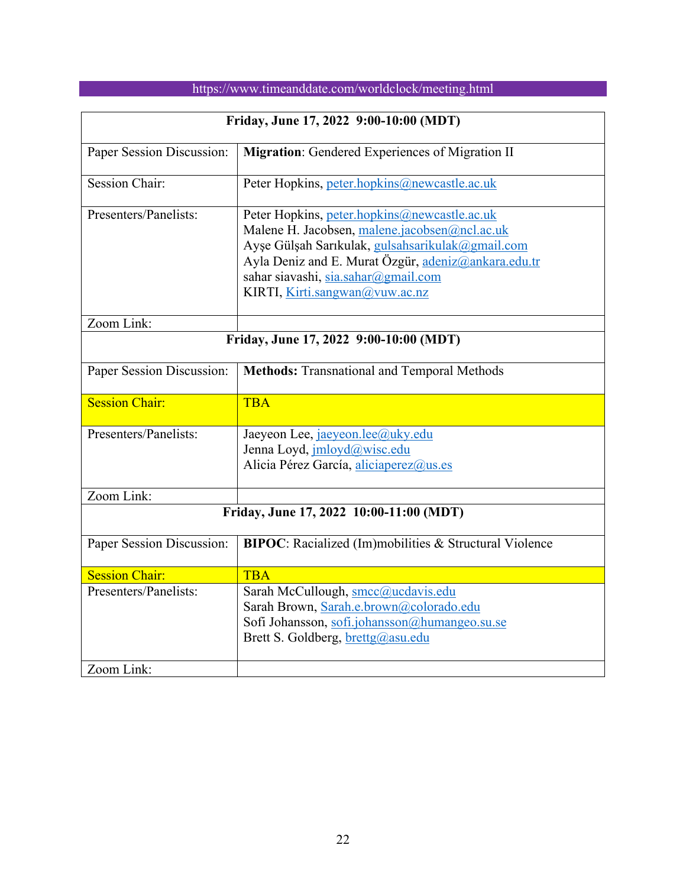https://www.timeanddate.com/worldclock/meeting.html

| **Friday, June 17, 2022 9:00-10:00 (MDT)** | |
|---|---|
| Paper Session Discussion: | **Migration**: Gendered Experiences of Migration II |
| Session Chair: | Peter Hopkins, peter.hopkins@newcastle.ac.uk |
| Presenters/Panelists: | Peter Hopkins, peter.hopkins@newcastle.ac.uk<br>Malene H. Jacobsen, malene.jacobsen@ncl.ac.uk<br>Ayşe Gülşah Sarıkulak, gulsahsarikulak@gmail.com<br>Ayla Deniz and E. Murat Özgür, adeniz@ankara.edu.tr<br>sahar siavashi, sia.sahar@gmail.com<br>KIRTI, Kirti.sangwan@vuw.ac.nz |
| Zoom Link: | |
| **Friday, June 17, 2022 9:00-10:00 (MDT)** | |
| Paper Session Discussion: | **Methods:** Transnational and Temporal Methods |
| Session Chair: | TBA |
| Presenters/Panelists: | Jaeyeon Lee, jaeyeon.lee@uky.edu<br>Jenna Loyd, jmloyd@wisc.edu<br>Alicia Pérez García, aliciaperez@us.es |
| Zoom Link: | |
| **Friday, June 17, 2022 10:00-11:00 (MDT)** | |
| Paper Session Discussion: | **BIPOC**: Racialized (Im)mobilities & Structural Violence |
| Session Chair: | TBA |
| Presenters/Panelists: | Sarah McCullough, smcc@ucdavis.edu<br>Sarah Brown, Sarah.e.brown@colorado.edu<br>Sofi Johansson, sofi.johansson@humangeo.su.se<br>Brett S. Goldberg, brettg@asu.edu |
| Zoom Link: | |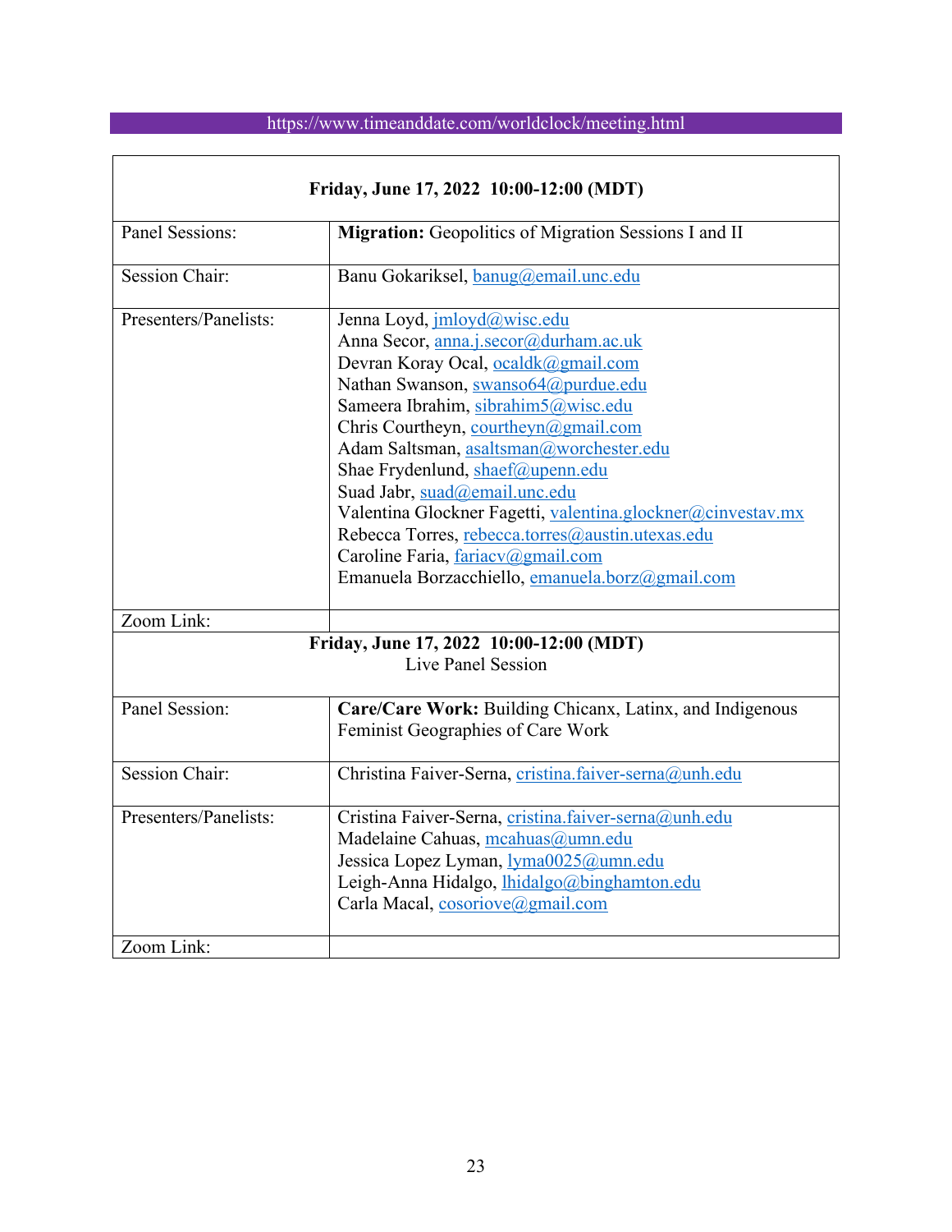https://www.timeanddate.com/worldclock/meeting.html

| **Friday, June 17, 2022 10:00-12:00 (MDT)** | |
|---|---|
| Panel Sessions: | **Migration:** Geopolitics of Migration Sessions I and II |
| Session Chair: | Banu Gokariksel, banug@email.unc.edu |
| Presenters/Panelists: | Jenna Loyd, jmloyd@wisc.edu<br>Anna Secor, anna.j.secor@durham.ac.uk<br>Devran Koray Ocal, ocaldk@gmail.com<br>Nathan Swanson, swanso64@purdue.edu<br>Sameera Ibrahim, sibrahim5@wisc.edu<br>Chris Courtheyn, courtheyn@gmail.com<br>Adam Saltsman, asaltsman@worchester.edu<br>Shae Frydenlund, shaef@upenn.edu<br>Suad Jabr, suad@email.unc.edu<br>Valentina Glockner Fagetti, valentina.glockner@cinvestav.mx<br>Rebecca Torres, rebecca.torres@austin.utexas.edu<br>Caroline Faria, fariacv@gmail.com<br>Emanuela Borzacchiello, emanuela.borz@gmail.com |
| Zoom Link: | |
| **Friday, June 17, 2022 10:00-12:00 (MDT)**<br>Live Panel Session | |
| Panel Session: | **Care/Care Work:** Building Chicanx, Latinx, and Indigenous Feminist Geographies of Care Work |
| Session Chair: | Christina Faiver-Serna, cristina.faiver-serna@unh.edu |
| Presenters/Panelists: | Cristina Faiver-Serna, cristina.faiver-serna@unh.edu<br>Madelaine Cahuas, mcahuas@umn.edu<br>Jessica Lopez Lyman, lyma0025@umn.edu<br>Leigh-Anna Hidalgo, lhidalgo@binghamton.edu<br>Carla Macal, cosoriove@gmail.com |
| Zoom Link: | |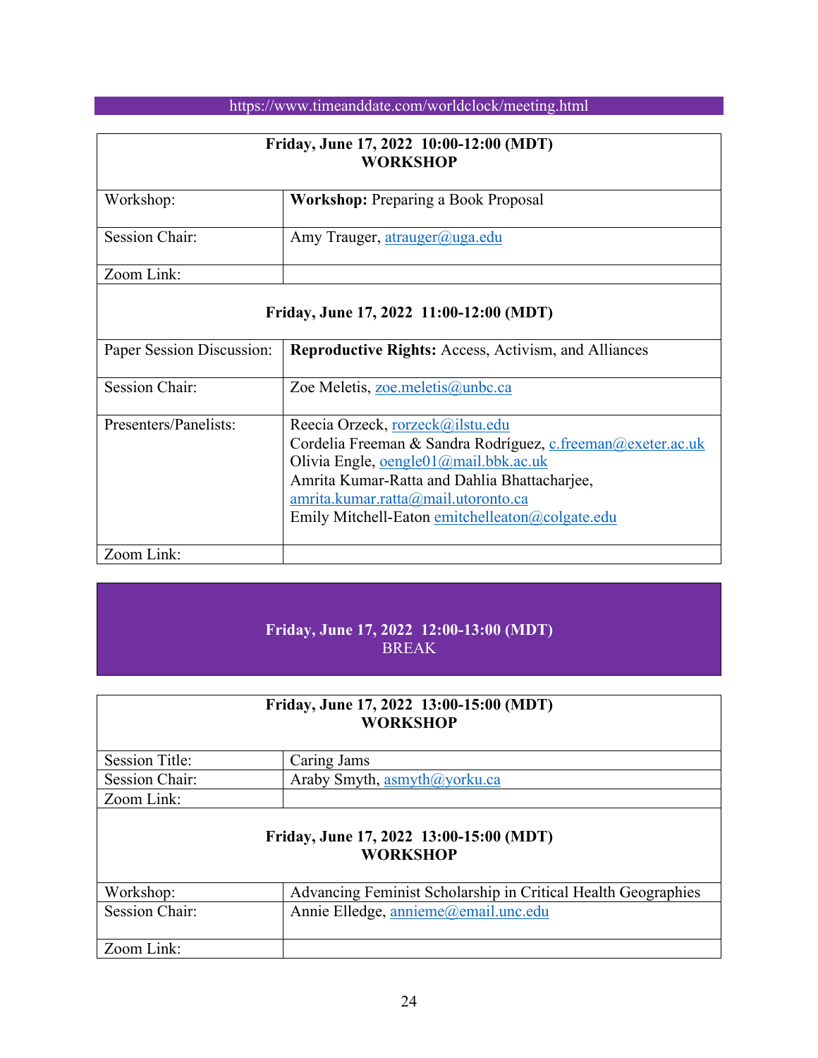https://www.timeanddate.com/worldclock/meeting.html

| **Friday, June 17, 2022  10:00-12:00 (MDT)**<br>**WORKSHOP** | |
|---|---|
| Workshop: | **Workshop:** Preparing a Book Proposal |
| Session Chair: | Amy Trauger, atrauger@uga.edu |
| Zoom Link: | |

| **Friday, June 17, 2022  11:00-12:00 (MDT)** | |
|---|---|
| Paper Session Discussion: | **Reproductive Rights:** Access, Activism, and Alliances |
| Session Chair: | Zoe Meletis, zoe.meletis@unbc.ca |
| Presenters/Panelists: | Reecia Orzeck, rorzeck@ilstu.edu<br>Cordelia Freeman & Sandra Rodríguez, c.freeman@exeter.ac.uk<br>Olivia Engle, oengle01@mail.bbk.ac.uk<br>Amrita Kumar-Ratta and Dahlia Bhattacharjee, amrita.kumar.ratta@mail.utoronto.ca<br>Emily Mitchell-Eaton emitchelleaton@colgate.edu |
| Zoom Link: | |

**Friday, June 17, 2022  12:00-13:00 (MDT)**
BREAK

| **Friday, June 17, 2022  13:00-15:00 (MDT)**<br>**WORKSHOP** | |
|---|---|
| Session Title: | Caring Jams |
| Session Chair: | Araby Smyth, asmyth@yorku.ca |
| Zoom Link: | |

| **Friday, June 17, 2022  13:00-15:00 (MDT)**<br>**WORKSHOP** | |
|---|---|
| Workshop: | Advancing Feminist Scholarship in Critical Health Geographies |
| Session Chair: | Annie Elledge, annieme@email.unc.edu |
| Zoom Link: | |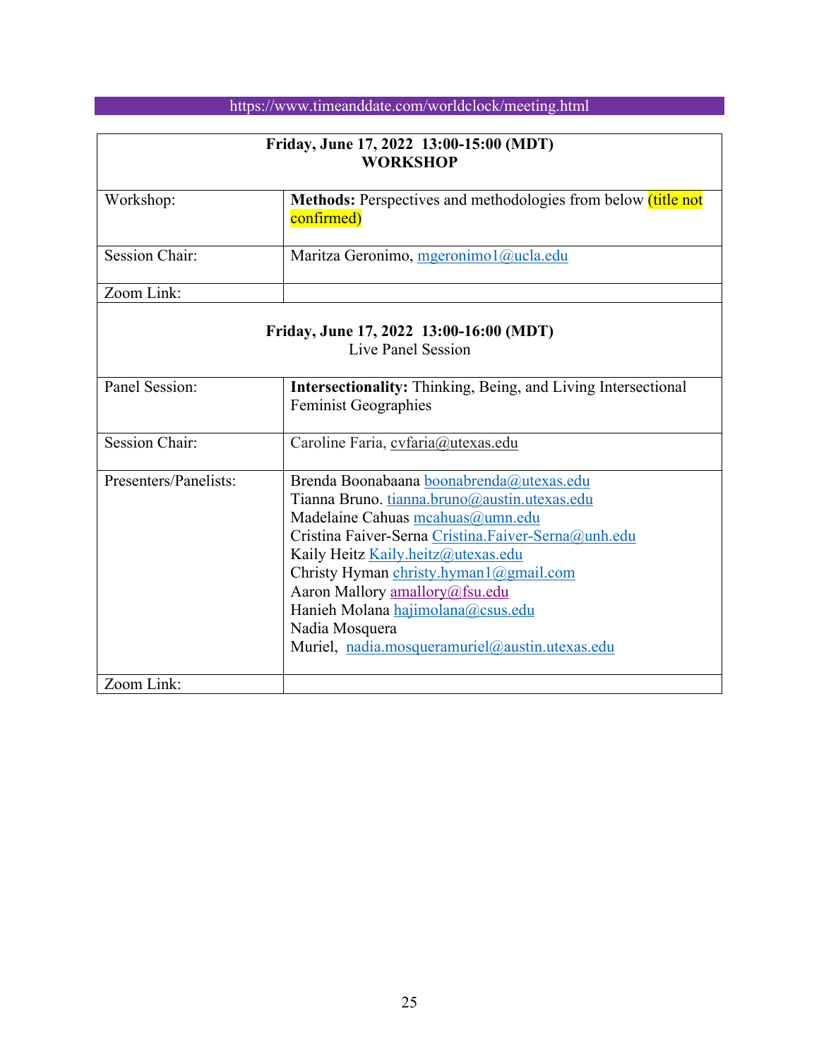https://www.timeanddate.com/worldclock/meeting.html

| | |
|---|---|
| **Friday, June 17, 2022 13:00-15:00 (MDT)** **WORKSHOP** | |
| Workshop: | **Methods:** Perspectives and methodologies from below (title not confirmed) |
| Session Chair: | Maritza Geronimo, mgeronimo1@ucla.edu |
| Zoom Link: | |
| **Friday, June 17, 2022 13:00-16:00 (MDT)** Live Panel Session | |
| Panel Session: | **Intersectionality:** Thinking, Being, and Living Intersectional Feminist Geographies |
| Session Chair: | Caroline Faria, cvfaria@utexas.edu |
| Presenters/Panelists: | Brenda Boonabaana boonabrenda@utexas.edu<br>Tianna Bruno. tianna.bruno@austin.utexas.edu<br>Madelaine Cahuas mcahuas@umn.edu<br>Cristina Faiver-Serna Cristina.Faiver-Serna@unh.edu<br>Kaily Heitz Kaily.heitz@utexas.edu<br>Christy Hyman christy.hyman1@gmail.com<br>Aaron Mallory amallory@fsu.edu<br>Hanieh Molana hajimolana@csus.edu<br>Nadia Mosquera<br>Muriel, nadia.mosqueramuriel@austin.utexas.edu |
| Zoom Link: | |